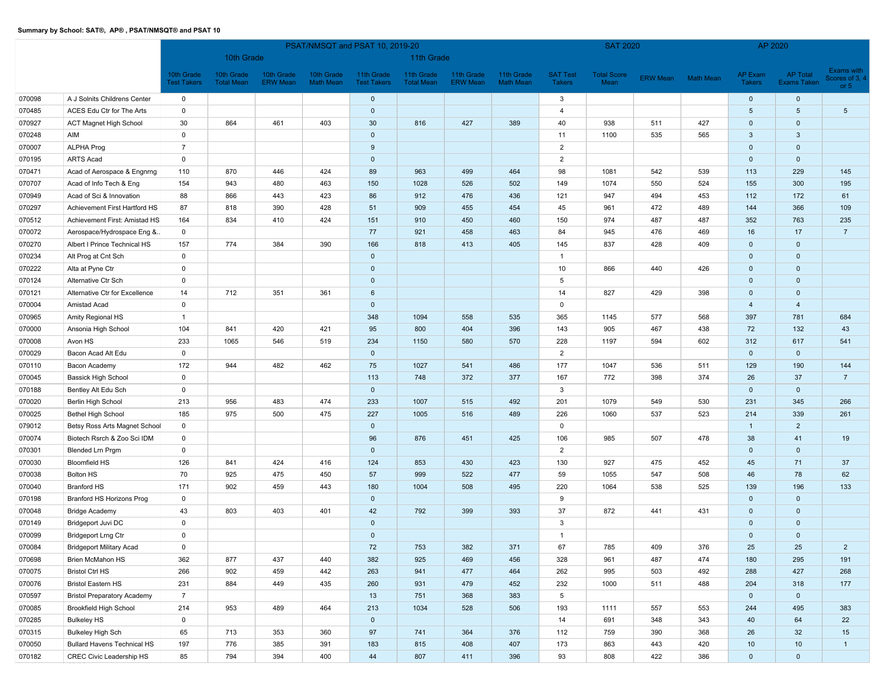**Summary by School: SAT®, AP® , PSAT/NMSQT® and PSAT 10**

| | | PSAT/NMSQT and PSAT 10, 2019-20 | | | | | | | | SAT 2020 | | | | AP 2020 | | |
|---|---|---|---|---|---|---|---|---|---|---|---|---|---|---|---|---|
| | | 10th Grade | | | | 11th Grade | | | | | | | | | | |
| | | 10th Grade Test Takers | 10th Grade Total Mean | 10th Grade ERW Mean | 10th Grade Math Mean | 11th Grade Test Takers | 11th Grade Total Mean | 11th Grade ERW Mean | 11th Grade Math Mean | SAT Test Takers | Total Score Mean | ERW Mean | Math Mean | AP Exam Takers | AP Total Exams Taken | Exams with Scores of 3, 4 or 5 |
| 070098 | A J Solnits Childrens Center | 0 | | | | 0 | | | | 3 | | | | 0 | 0 | |
| 070485 | ACES Edu Ctr for The Arts | 0 | | | | 0 | | | | 4 | | | | 5 | 5 | 5 |
| 070927 | ACT Magnet High School | 30 | 864 | 461 | 403 | 30 | 816 | 427 | 389 | 40 | 938 | 511 | 427 | 0 | 0 | |
| 070248 | AIM | 0 | | | | 0 | | | | 11 | 1100 | 535 | 565 | 3 | 3 | |
| 070007 | ALPHA Prog | 7 | | | | 9 | | | | 2 | | | | 0 | 0 | |
| 070195 | ARTS Acad | 0 | | | | 0 | | | | 2 | | | | 0 | 0 | |
| 070471 | Acad of Aerospace & Engnrng | 110 | 870 | 446 | 424 | 89 | 963 | 499 | 464 | 98 | 1081 | 542 | 539 | 113 | 229 | 145 |
| 070707 | Acad of Info Tech & Eng | 154 | 943 | 480 | 463 | 150 | 1028 | 526 | 502 | 149 | 1074 | 550 | 524 | 155 | 300 | 195 |
| 070949 | Acad of Sci & Innovation | 88 | 866 | 443 | 423 | 86 | 912 | 476 | 436 | 121 | 947 | 494 | 453 | 112 | 172 | 61 |
| 070297 | Achievement First Hartford HS | 87 | 818 | 390 | 428 | 51 | 909 | 455 | 454 | 45 | 961 | 472 | 489 | 144 | 366 | 109 |
| 070512 | Achievement First: Amistad HS | 164 | 834 | 410 | 424 | 151 | 910 | 450 | 460 | 150 | 974 | 487 | 487 | 352 | 763 | 235 |
| 070072 | Aerospace/Hydrospace Eng &.. | 0 | | | | 77 | 921 | 458 | 463 | 84 | 945 | 476 | 469 | 16 | 17 | 7 |
| 070270 | Albert I Prince Technical HS | 157 | 774 | 384 | 390 | 166 | 818 | 413 | 405 | 145 | 837 | 428 | 409 | 0 | 0 | |
| 070234 | Alt Prog at Cnt Sch | 0 | | | | 0 | | | | 1 | | | | 0 | 0 | |
| 070222 | Alta at Pyne Ctr | 0 | | | | 0 | | | | 10 | 866 | 440 | 426 | 0 | 0 | |
| 070124 | Alternative Ctr Sch | 0 | | | | 0 | | | | 5 | | | | 0 | 0 | |
| 070121 | Alternative Ctr for Excellence | 14 | 712 | 351 | 361 | 6 | | | | 14 | 827 | 429 | 398 | 0 | 0 | |
| 070004 | Amistad Acad | 0 | | | | 0 | | | | 0 | | | | 4 | 4 | |
| 070965 | Amity Regional HS | 1 | | | | 348 | 1094 | 558 | 535 | 365 | 1145 | 577 | 568 | 397 | 781 | 684 |
| 070000 | Ansonia High School | 104 | 841 | 420 | 421 | 95 | 800 | 404 | 396 | 143 | 905 | 467 | 438 | 72 | 132 | 43 |
| 070008 | Avon HS | 233 | 1065 | 546 | 519 | 234 | 1150 | 580 | 570 | 228 | 1197 | 594 | 602 | 312 | 617 | 541 |
| 070029 | Bacon Acad Alt Edu | 0 | | | | 0 | | | | 2 | | | | 0 | 0 | |
| 070110 | Bacon Academy | 172 | 944 | 482 | 462 | 75 | 1027 | 541 | 486 | 177 | 1047 | 536 | 511 | 129 | 190 | 144 |
| 070045 | Bassick High School | 0 | | | | 113 | 748 | 372 | 377 | 167 | 772 | 398 | 374 | 26 | 37 | 7 |
| 070188 | Bentley Alt Edu Sch | 0 | | | | 0 | | | | 3 | | | | 0 | 0 | |
| 070020 | Berlin High School | 213 | 956 | 483 | 474 | 233 | 1007 | 515 | 492 | 201 | 1079 | 549 | 530 | 231 | 345 | 266 |
| 070025 | Bethel High School | 185 | 975 | 500 | 475 | 227 | 1005 | 516 | 489 | 226 | 1060 | 537 | 523 | 214 | 339 | 261 |
| 079012 | Betsy Ross Arts Magnet School | 0 | | | | 0 | | | | 0 | | | | 1 | 2 | |
| 070074 | Biotech Rsrch & Zoo Sci IDM | 0 | | | | 96 | 876 | 451 | 425 | 106 | 985 | 507 | 478 | 38 | 41 | 19 |
| 070301 | Blended Lrn Prgm | 0 | | | | 0 | | | | 2 | | | | 0 | 0 | |
| 070030 | Bloomfield HS | 126 | 841 | 424 | 416 | 124 | 853 | 430 | 423 | 130 | 927 | 475 | 452 | 45 | 71 | 37 |
| 070038 | Bolton HS | 70 | 925 | 475 | 450 | 57 | 999 | 522 | 477 | 59 | 1055 | 547 | 508 | 46 | 78 | 62 |
| 070040 | Branford HS | 171 | 902 | 459 | 443 | 180 | 1004 | 508 | 495 | 220 | 1064 | 538 | 525 | 139 | 196 | 133 |
| 070198 | Branford HS Horizons Prog | 0 | | | | 0 | | | | 9 | | | | 0 | 0 | |
| 070048 | Bridge Academy | 43 | 803 | 403 | 401 | 42 | 792 | 399 | 393 | 37 | 872 | 441 | 431 | 0 | 0 | |
| 070149 | Bridgeport Juvi DC | 0 | | | | 0 | | | | 3 | | | | 0 | 0 | |
| 070099 | Bridgeport Lrng Ctr | 0 | | | | 0 | | | | 1 | | | | 0 | 0 | |
| 070084 | Bridgeport Military Acad | 0 | | | | 72 | 753 | 382 | 371 | 67 | 785 | 409 | 376 | 25 | 25 | 2 |
| 070698 | Brien McMahon HS | 362 | 877 | 437 | 440 | 382 | 925 | 469 | 456 | 328 | 961 | 487 | 474 | 180 | 295 | 191 |
| 070075 | Bristol Ctrl HS | 266 | 902 | 459 | 442 | 263 | 941 | 477 | 464 | 262 | 995 | 503 | 492 | 288 | 427 | 268 |
| 070076 | Bristol Eastern HS | 231 | 884 | 449 | 435 | 260 | 931 | 479 | 452 | 232 | 1000 | 511 | 488 | 204 | 318 | 177 |
| 070597 | Bristol Preparatory Academy | 7 | | | | 13 | 751 | 368 | 383 | 5 | | | | 0 | 0 | |
| 070085 | Brookfield High School | 214 | 953 | 489 | 464 | 213 | 1034 | 528 | 506 | 193 | 1111 | 557 | 553 | 244 | 495 | 383 |
| 070285 | Bulkeley HS | 0 | | | | 0 | | | | 14 | 691 | 348 | 343 | 40 | 64 | 22 |
| 070315 | Bulkeley High Sch | 65 | 713 | 353 | 360 | 97 | 741 | 364 | 376 | 112 | 759 | 390 | 368 | 26 | 32 | 15 |
| 070050 | Bullard Havens Technical HS | 197 | 776 | 385 | 391 | 183 | 815 | 408 | 407 | 173 | 863 | 443 | 420 | 10 | 10 | 1 |
| 070182 | CREC Civic Leadership HS | 85 | 794 | 394 | 400 | 44 | 807 | 411 | 396 | 93 | 808 | 422 | 386 | 0 | 0 | |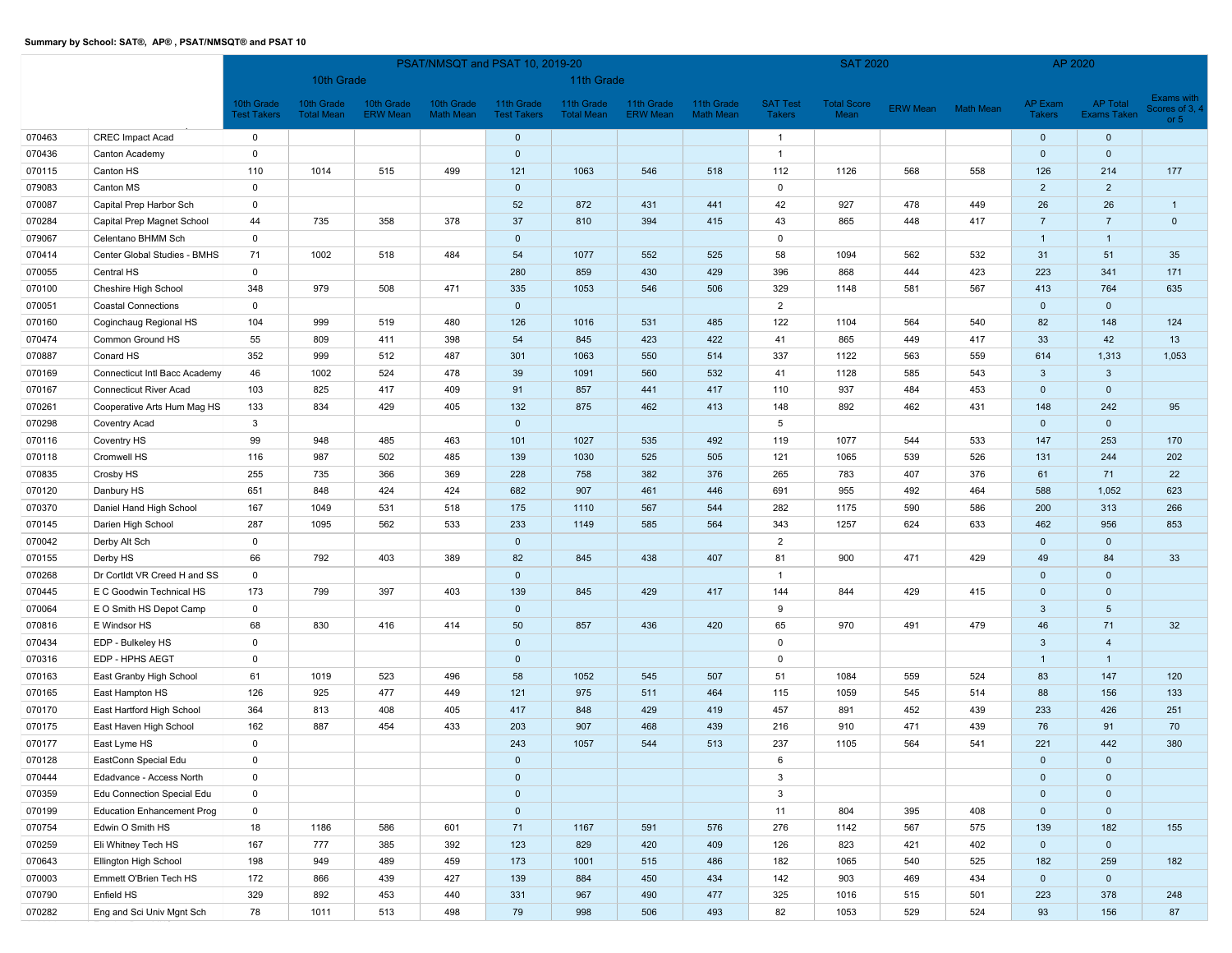**Summary by School: SAT®, AP® , PSAT/NMSQT® and PSAT 10**

| | | PSAT/NMSQT and PSAT 10, 2019-20 | | | | | | | | SAT 2020 | | | | AP 2020 | | |
|---|---|---|---|---|---|---|---|---|---|---|---|---|---|---|---|---|
| | | 10th Grade | | | | 11th Grade | | | | | | | | | | |
| | | 10th Grade Test Takers | 10th Grade Total Mean | 10th Grade ERW Mean | 10th Grade Math Mean | 11th Grade Test Takers | 11th Grade Total Mean | 11th Grade ERW Mean | 11th Grade Math Mean | SAT Test Takers | Total Score Mean | ERW Mean | Math Mean | AP Exam Takers | AP Total Exams Taken | Exams with Scores of 3, 4 or 5 |
| 070463 | CREC Impact Acad | 0 | | | | 0 | | | | 1 | | | | 0 | 0 | |
| 070436 | Canton Academy | 0 | | | | 0 | | | | 1 | | | | 0 | 0 | |
| 070115 | Canton HS | 110 | 1014 | 515 | 499 | 121 | 1063 | 546 | 518 | 112 | 1126 | 568 | 558 | 126 | 214 | 177 |
| 079083 | Canton MS | 0 | | | | 0 | | | | 0 | | | | 2 | 2 | |
| 070087 | Capital Prep Harbor Sch | 0 | | | | 52 | 872 | 431 | 441 | 42 | 927 | 478 | 449 | 26 | 26 | 1 |
| 070284 | Capital Prep Magnet School | 44 | 735 | 358 | 378 | 37 | 810 | 394 | 415 | 43 | 865 | 448 | 417 | 7 | 7 | 0 |
| 079067 | Celentano BHMM Sch | 0 | | | | 0 | | | | 0 | | | | 1 | 1 | |
| 070414 | Center Global Studies - BMHS | 71 | 1002 | 518 | 484 | 54 | 1077 | 552 | 525 | 58 | 1094 | 562 | 532 | 31 | 51 | 35 |
| 070055 | Central HS | 0 | | | | 280 | 859 | 430 | 429 | 396 | 868 | 444 | 423 | 223 | 341 | 171 |
| 070100 | Cheshire High School | 348 | 979 | 508 | 471 | 335 | 1053 | 546 | 506 | 329 | 1148 | 581 | 567 | 413 | 764 | 635 |
| 070051 | Coastal Connections | 0 | | | | 0 | | | | 2 | | | | 0 | 0 | |
| 070160 | Coginchaug Regional HS | 104 | 999 | 519 | 480 | 126 | 1016 | 531 | 485 | 122 | 1104 | 564 | 540 | 82 | 148 | 124 |
| 070474 | Common Ground HS | 55 | 809 | 411 | 398 | 54 | 845 | 423 | 422 | 41 | 865 | 449 | 417 | 33 | 42 | 13 |
| 070887 | Conard HS | 352 | 999 | 512 | 487 | 301 | 1063 | 550 | 514 | 337 | 1122 | 563 | 559 | 614 | 1,313 | 1,053 |
| 070169 | Connecticut Intl Bacc Academy | 46 | 1002 | 524 | 478 | 39 | 1091 | 560 | 532 | 41 | 1128 | 585 | 543 | 3 | 3 | |
| 070167 | Connecticut River Acad | 103 | 825 | 417 | 409 | 91 | 857 | 441 | 417 | 110 | 937 | 484 | 453 | 0 | 0 | |
| 070261 | Cooperative Arts Hum Mag HS | 133 | 834 | 429 | 405 | 132 | 875 | 462 | 413 | 148 | 892 | 462 | 431 | 148 | 242 | 95 |
| 070298 | Coventry Acad | 3 | | | | 0 | | | | 5 | | | | 0 | 0 | |
| 070116 | Coventry HS | 99 | 948 | 485 | 463 | 101 | 1027 | 535 | 492 | 119 | 1077 | 544 | 533 | 147 | 253 | 170 |
| 070118 | Cromwell HS | 116 | 987 | 502 | 485 | 139 | 1030 | 525 | 505 | 121 | 1065 | 539 | 526 | 131 | 244 | 202 |
| 070835 | Crosby HS | 255 | 735 | 366 | 369 | 228 | 758 | 382 | 376 | 265 | 783 | 407 | 376 | 61 | 71 | 22 |
| 070120 | Danbury HS | 651 | 848 | 424 | 424 | 682 | 907 | 461 | 446 | 691 | 955 | 492 | 464 | 588 | 1,052 | 623 |
| 070370 | Daniel Hand High School | 167 | 1049 | 531 | 518 | 175 | 1110 | 567 | 544 | 282 | 1175 | 590 | 586 | 200 | 313 | 266 |
| 070145 | Darien High School | 287 | 1095 | 562 | 533 | 233 | 1149 | 585 | 564 | 343 | 1257 | 624 | 633 | 462 | 956 | 853 |
| 070042 | Derby Alt Sch | 0 | | | | 0 | | | | 2 | | | | 0 | 0 | |
| 070155 | Derby HS | 66 | 792 | 403 | 389 | 82 | 845 | 438 | 407 | 81 | 900 | 471 | 429 | 49 | 84 | 33 |
| 070268 | Dr Cortldt VR Creed H and SS | 0 | | | | 0 | | | | 1 | | | | 0 | 0 | |
| 070445 | E C Goodwin Technical HS | 173 | 799 | 397 | 403 | 139 | 845 | 429 | 417 | 144 | 844 | 429 | 415 | 0 | 0 | |
| 070064 | E O Smith HS Depot Camp | 0 | | | | 0 | | | | 9 | | | | 3 | 5 | |
| 070816 | E Windsor HS | 68 | 830 | 416 | 414 | 50 | 857 | 436 | 420 | 65 | 970 | 491 | 479 | 46 | 71 | 32 |
| 070434 | EDP - Bulkeley HS | 0 | | | | 0 | | | | 0 | | | | 3 | 4 | |
| 070316 | EDP - HPHS AEGT | 0 | | | | 0 | | | | 0 | | | | 1 | 1 | |
| 070163 | East Granby High School | 61 | 1019 | 523 | 496 | 58 | 1052 | 545 | 507 | 51 | 1084 | 559 | 524 | 83 | 147 | 120 |
| 070165 | East Hampton HS | 126 | 925 | 477 | 449 | 121 | 975 | 511 | 464 | 115 | 1059 | 545 | 514 | 88 | 156 | 133 |
| 070170 | East Hartford High School | 364 | 813 | 408 | 405 | 417 | 848 | 429 | 419 | 457 | 891 | 452 | 439 | 233 | 426 | 251 |
| 070175 | East Haven High School | 162 | 887 | 454 | 433 | 203 | 907 | 468 | 439 | 216 | 910 | 471 | 439 | 76 | 91 | 70 |
| 070177 | East Lyme HS | 0 | | | | 243 | 1057 | 544 | 513 | 237 | 1105 | 564 | 541 | 221 | 442 | 380 |
| 070128 | EastConn Special Edu | 0 | | | | 0 | | | | 6 | | | | 0 | 0 | |
| 070444 | Edadvance - Access North | 0 | | | | 0 | | | | 3 | | | | 0 | 0 | |
| 070359 | Edu Connection Special Edu | 0 | | | | 0 | | | | 3 | | | | 0 | 0 | |
| 070199 | Education Enhancement Prog | 0 | | | | 0 | | | | 11 | 804 | 395 | 408 | 0 | 0 | |
| 070754 | Edwin O Smith HS | 18 | 1186 | 586 | 601 | 71 | 1167 | 591 | 576 | 276 | 1142 | 567 | 575 | 139 | 182 | 155 |
| 070259 | Eli Whitney Tech HS | 167 | 777 | 385 | 392 | 123 | 829 | 420 | 409 | 126 | 823 | 421 | 402 | 0 | 0 | |
| 070643 | Ellington High School | 198 | 949 | 489 | 459 | 173 | 1001 | 515 | 486 | 182 | 1065 | 540 | 525 | 182 | 259 | 182 |
| 070003 | Emmett O'Brien Tech HS | 172 | 866 | 439 | 427 | 139 | 884 | 450 | 434 | 142 | 903 | 469 | 434 | 0 | 0 | |
| 070790 | Enfield HS | 329 | 892 | 453 | 440 | 331 | 967 | 490 | 477 | 325 | 1016 | 515 | 501 | 223 | 378 | 248 |
| 070282 | Eng and Sci Univ Mgnt Sch | 78 | 1011 | 513 | 498 | 79 | 998 | 506 | 493 | 82 | 1053 | 529 | 524 | 93 | 156 | 87 |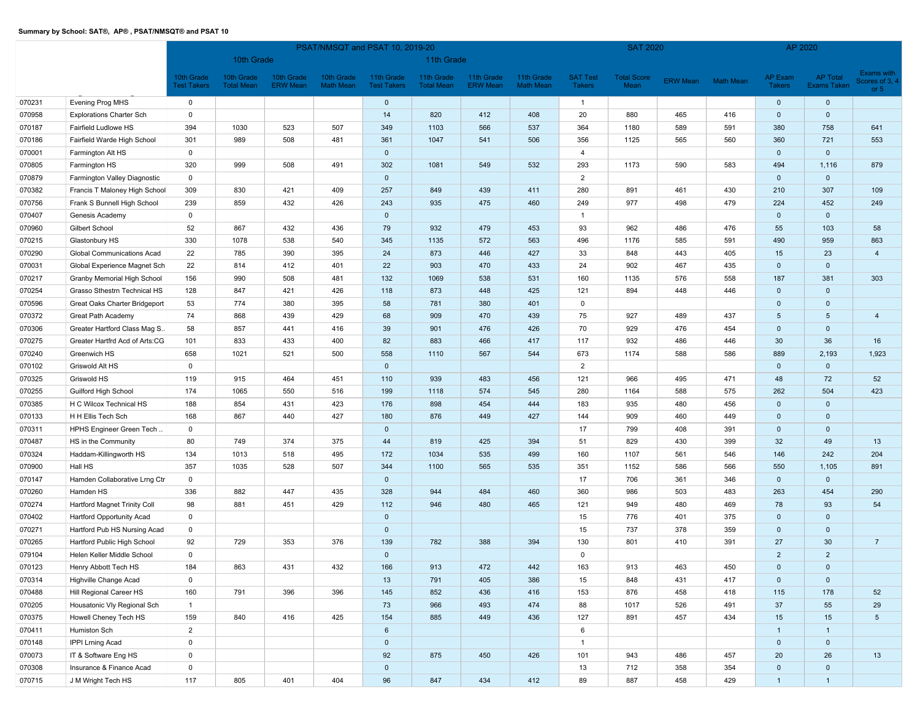**Summary by School: SAT®, AP® , PSAT/NMSQT® and PSAT 10**

| | | PSAT/NMSQT and PSAT 10, 2019-20 | | | | | | | | SAT 2020 | | | | AP 2020 | | |
|---|---|---|---|---|---|---|---|---|---|---|---|---|---|---|---|---|
| | | 10th Grade | | | | 11th Grade | | | | | | | | | | |
| | | 10th Grade Test Takers | 10th Grade Total Mean | 10th Grade ERW Mean | 10th Grade Math Mean | 11th Grade Test Takers | 11th Grade Total Mean | 11th Grade ERW Mean | 11th Grade Math Mean | SAT Test Takers | Total Score Mean | ERW Mean | Math Mean | AP Exam Takers | AP Total Exams Taken | Exams with Scores of 3, 4 or 5 |
| 070231 | Evening Prog MHS | 0 | | | | 0 | | | | 1 | | | | 0 | 0 | |
| 070958 | Explorations Charter Sch | 0 | | | | 14 | 820 | 412 | 408 | 20 | 880 | 465 | 416 | 0 | 0 | |
| 070187 | Fairfield Ludlowe HS | 394 | 1030 | 523 | 507 | 349 | 1103 | 566 | 537 | 364 | 1180 | 589 | 591 | 380 | 758 | 641 |
| 070186 | Fairfield Warde High School | 301 | 989 | 508 | 481 | 361 | 1047 | 541 | 506 | 356 | 1125 | 565 | 560 | 360 | 721 | 553 |
| 070001 | Farmington Alt HS | 0 | | | | 0 | | | | 4 | | | | 0 | 0 | |
| 070805 | Farmington HS | 320 | 999 | 508 | 491 | 302 | 1081 | 549 | 532 | 293 | 1173 | 590 | 583 | 494 | 1,116 | 879 |
| 070879 | Farmington Valley Diagnostic | 0 | | | | 0 | | | | 2 | | | | 0 | 0 | |
| 070382 | Francis T Maloney High School | 309 | 830 | 421 | 409 | 257 | 849 | 439 | 411 | 280 | 891 | 461 | 430 | 210 | 307 | 109 |
| 070756 | Frank S Bunnell High School | 239 | 859 | 432 | 426 | 243 | 935 | 475 | 460 | 249 | 977 | 498 | 479 | 224 | 452 | 249 |
| 070407 | Genesis Academy | 0 | | | | 0 | | | | 1 | | | | 0 | 0 | |
| 070960 | Gilbert School | 52 | 867 | 432 | 436 | 79 | 932 | 479 | 453 | 93 | 962 | 486 | 476 | 55 | 103 | 58 |
| 070215 | Glastonbury HS | 330 | 1078 | 538 | 540 | 345 | 1135 | 572 | 563 | 496 | 1176 | 585 | 591 | 490 | 959 | 863 |
| 070290 | Global Communications Acad | 22 | 785 | 390 | 395 | 24 | 873 | 446 | 427 | 33 | 848 | 443 | 405 | 15 | 23 | 4 |
| 070031 | Global Experience Magnet Sch | 22 | 814 | 412 | 401 | 22 | 903 | 470 | 433 | 24 | 902 | 467 | 435 | 0 | 0 | |
| 070217 | Granby Memorial High School | 156 | 990 | 508 | 481 | 132 | 1069 | 538 | 531 | 160 | 1135 | 576 | 558 | 187 | 381 | 303 |
| 070254 | Grasso Sthestrn Technical HS | 128 | 847 | 421 | 426 | 118 | 873 | 448 | 425 | 121 | 894 | 448 | 446 | 0 | 0 | |
| 070596 | Great Oaks Charter Bridgeport | 53 | 774 | 380 | 395 | 58 | 781 | 380 | 401 | 0 | | | | 0 | 0 | |
| 070372 | Great Path Academy | 74 | 868 | 439 | 429 | 68 | 909 | 470 | 439 | 75 | 927 | 489 | 437 | 5 | 5 | 4 |
| 070306 | Greater Hartford Class Mag S.. | 58 | 857 | 441 | 416 | 39 | 901 | 476 | 426 | 70 | 929 | 476 | 454 | 0 | 0 | |
| 070275 | Greater Hartfrd Acd of Arts:CG | 101 | 833 | 433 | 400 | 82 | 883 | 466 | 417 | 117 | 932 | 486 | 446 | 30 | 36 | 16 |
| 070240 | Greenwich HS | 658 | 1021 | 521 | 500 | 558 | 1110 | 567 | 544 | 673 | 1174 | 588 | 586 | 889 | 2,193 | 1,923 |
| 070102 | Griswold Alt HS | 0 | | | | 0 | | | | 2 | | | | 0 | 0 | |
| 070325 | Griswold HS | 119 | 915 | 464 | 451 | 110 | 939 | 483 | 456 | 121 | 966 | 495 | 471 | 48 | 72 | 52 |
| 070255 | Guilford High School | 174 | 1065 | 550 | 516 | 199 | 1118 | 574 | 545 | 280 | 1164 | 588 | 575 | 262 | 504 | 423 |
| 070385 | H C Wilcox Technical HS | 188 | 854 | 431 | 423 | 176 | 898 | 454 | 444 | 183 | 935 | 480 | 456 | 0 | 0 | |
| 070133 | H H Ellis Tech Sch | 168 | 867 | 440 | 427 | 180 | 876 | 449 | 427 | 144 | 909 | 460 | 449 | 0 | 0 | |
| 070311 | HPHS Engineer Green Tech .. | 0 | | | | 0 | | | | 17 | 799 | 408 | 391 | 0 | 0 | |
| 070487 | HS in the Community | 80 | 749 | 374 | 375 | 44 | 819 | 425 | 394 | 51 | 829 | 430 | 399 | 32 | 49 | 13 |
| 070324 | Haddam-Killingworth HS | 134 | 1013 | 518 | 495 | 172 | 1034 | 535 | 499 | 160 | 1107 | 561 | 546 | 146 | 242 | 204 |
| 070900 | Hall HS | 357 | 1035 | 528 | 507 | 344 | 1100 | 565 | 535 | 351 | 1152 | 586 | 566 | 550 | 1,105 | 891 |
| 070147 | Hamden Collaborative Lrng Ctr | 0 | | | | 0 | | | | 17 | 706 | 361 | 346 | 0 | 0 | |
| 070260 | Hamden HS | 336 | 882 | 447 | 435 | 328 | 944 | 484 | 460 | 360 | 986 | 503 | 483 | 263 | 454 | 290 |
| 070274 | Hartford Magnet Trinity Coll | 98 | 881 | 451 | 429 | 112 | 946 | 480 | 465 | 121 | 949 | 480 | 469 | 78 | 93 | 54 |
| 070402 | Hartford Opportunity Acad | 0 | | | | 0 | | | | 15 | 776 | 401 | 375 | 0 | 0 | |
| 070271 | Hartford Pub HS Nursing Acad | 0 | | | | 0 | | | | 15 | 737 | 378 | 359 | 0 | 0 | |
| 070265 | Hartford Public High School | 92 | 729 | 353 | 376 | 139 | 782 | 388 | 394 | 130 | 801 | 410 | 391 | 27 | 30 | 7 |
| 079104 | Helen Keller Middle School | 0 | | | | 0 | | | | 0 | | | | 2 | 2 | |
| 070123 | Henry Abbott Tech HS | 184 | 863 | 431 | 432 | 166 | 913 | 472 | 442 | 163 | 913 | 463 | 450 | 0 | 0 | |
| 070314 | Highville Change Acad | 0 | | | | 13 | 791 | 405 | 386 | 15 | 848 | 431 | 417 | 0 | 0 | |
| 070488 | Hill Regional Career HS | 160 | 791 | 396 | 396 | 145 | 852 | 436 | 416 | 153 | 876 | 458 | 418 | 115 | 178 | 52 |
| 070205 | Housatonic Vly Regional Sch | 1 | | | | 73 | 966 | 493 | 474 | 88 | 1017 | 526 | 491 | 37 | 55 | 29 |
| 070375 | Howell Cheney Tech HS | 159 | 840 | 416 | 425 | 154 | 885 | 449 | 436 | 127 | 891 | 457 | 434 | 15 | 15 | 5 |
| 070411 | Humiston Sch | 2 | | | | 6 | | | | 6 | | | | 1 | 1 | |
| 070148 | IPPI Lrning Acad | 0 | | | | 0 | | | | 1 | | | | 0 | 0 | |
| 070073 | IT & Software Eng HS | 0 | | | | 92 | 875 | 450 | 426 | 101 | 943 | 486 | 457 | 20 | 26 | 13 |
| 070308 | Insurance & Finance Acad | 0 | | | | 0 | | | | 13 | 712 | 358 | 354 | 0 | 0 | |
| 070715 | J M Wright Tech HS | 117 | 805 | 401 | 404 | 96 | 847 | 434 | 412 | 89 | 887 | 458 | 429 | 1 | 1 | |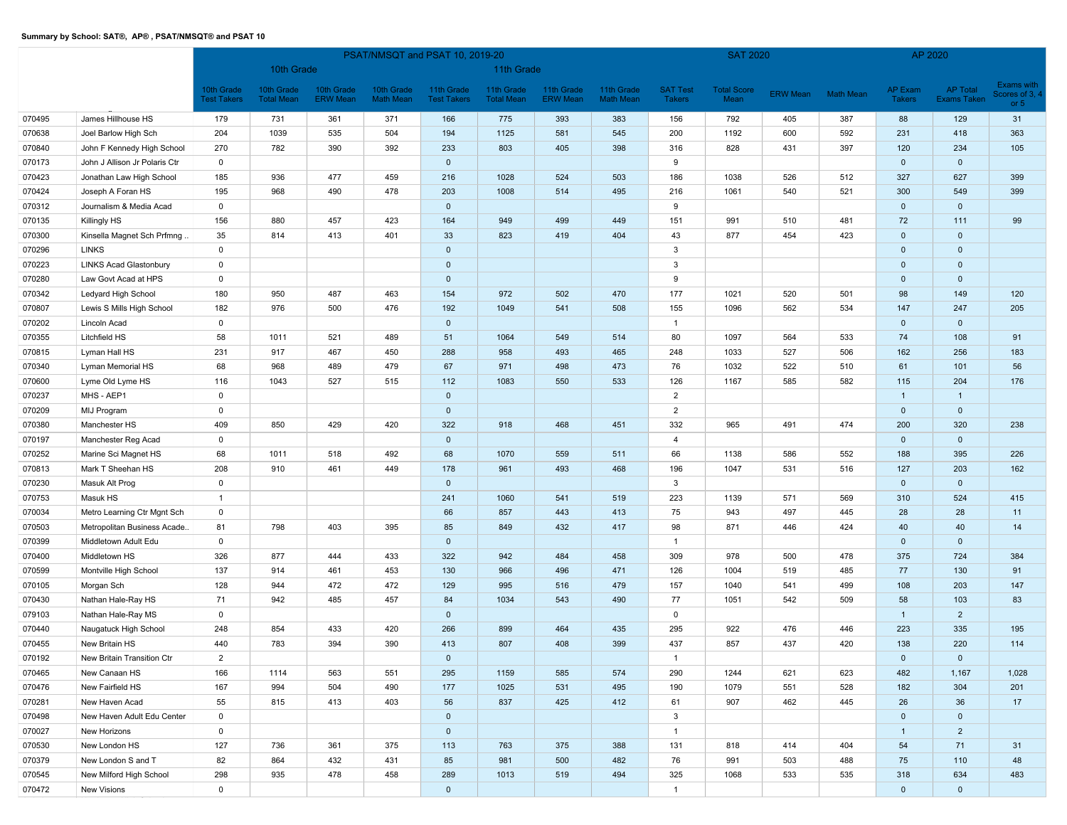**Summary by School: SAT®, AP® , PSAT/NMSQT® and PSAT 10**

| | | PSAT/NMSQT and PSAT 10, 2019-20 | | | | | | | | SAT 2020 | | | | AP 2020 | | |
|---|---|---|---|---|---|---|---|---|---|---|---|---|---|---|---|---|
| | | 10th Grade | | | | 11th Grade | | | | | | | | | | |
| | | 10th Grade Test Takers | 10th Grade Total Mean | 10th Grade ERW Mean | 10th Grade Math Mean | 11th Grade Test Takers | 11th Grade Total Mean | 11th Grade ERW Mean | 11th Grade Math Mean | SAT Test Takers | Total Score Mean | ERW Mean | Math Mean | AP Exam Takers | AP Total Exams Taken | Exams with Scores of 3, 4 or 5 |
| 070495 | James Hillhouse HS | 179 | 731 | 361 | 371 | 166 | 775 | 393 | 383 | 156 | 792 | 405 | 387 | 88 | 129 | 31 |
| 070638 | Joel Barlow High Sch | 204 | 1039 | 535 | 504 | 194 | 1125 | 581 | 545 | 200 | 1192 | 600 | 592 | 231 | 418 | 363 |
| 070840 | John F Kennedy High School | 270 | 782 | 390 | 392 | 233 | 803 | 405 | 398 | 316 | 828 | 431 | 397 | 120 | 234 | 105 |
| 070173 | John J Allison Jr Polaris Ctr | 0 | | | | 0 | | | | 9 | | | | 0 | 0 | |
| 070423 | Jonathan Law High School | 185 | 936 | 477 | 459 | 216 | 1028 | 524 | 503 | 186 | 1038 | 526 | 512 | 327 | 627 | 399 |
| 070424 | Joseph A Foran HS | 195 | 968 | 490 | 478 | 203 | 1008 | 514 | 495 | 216 | 1061 | 540 | 521 | 300 | 549 | 399 |
| 070312 | Journalism & Media Acad | 0 | | | | 0 | | | | 9 | | | | 0 | 0 | |
| 070135 | Killingly HS | 156 | 880 | 457 | 423 | 164 | 949 | 499 | 449 | 151 | 991 | 510 | 481 | 72 | 111 | 99 |
| 070300 | Kinsella Magnet Sch Prfmng .. | 35 | 814 | 413 | 401 | 33 | 823 | 419 | 404 | 43 | 877 | 454 | 423 | 0 | 0 | |
| 070296 | LINKS | 0 | | | | 0 | | | | 3 | | | | 0 | 0 | |
| 070223 | LINKS Acad Glastonbury | 0 | | | | 0 | | | | 3 | | | | 0 | 0 | |
| 070280 | Law Govt Acad at HPS | 0 | | | | 0 | | | | 9 | | | | 0 | 0 | |
| 070342 | Ledyard High School | 180 | 950 | 487 | 463 | 154 | 972 | 502 | 470 | 177 | 1021 | 520 | 501 | 98 | 149 | 120 |
| 070807 | Lewis S Mills High School | 182 | 976 | 500 | 476 | 192 | 1049 | 541 | 508 | 155 | 1096 | 562 | 534 | 147 | 247 | 205 |
| 070202 | Lincoln Acad | 0 | | | | 0 | | | | 1 | | | | 0 | 0 | |
| 070355 | Litchfield HS | 58 | 1011 | 521 | 489 | 51 | 1064 | 549 | 514 | 80 | 1097 | 564 | 533 | 74 | 108 | 91 |
| 070815 | Lyman Hall HS | 231 | 917 | 467 | 450 | 288 | 958 | 493 | 465 | 248 | 1033 | 527 | 506 | 162 | 256 | 183 |
| 070340 | Lyman Memorial HS | 68 | 968 | 489 | 479 | 67 | 971 | 498 | 473 | 76 | 1032 | 522 | 510 | 61 | 101 | 56 |
| 070600 | Lyme Old Lyme HS | 116 | 1043 | 527 | 515 | 112 | 1083 | 550 | 533 | 126 | 1167 | 585 | 582 | 115 | 204 | 176 |
| 070237 | MHS - AEP1 | 0 | | | | 0 | | | | 2 | | | | 1 | 1 | |
| 070209 | MIJ Program | 0 | | | | 0 | | | | 2 | | | | 0 | 0 | |
| 070380 | Manchester HS | 409 | 850 | 429 | 420 | 322 | 918 | 468 | 451 | 332 | 965 | 491 | 474 | 200 | 320 | 238 |
| 070197 | Manchester Reg Acad | 0 | | | | 0 | | | | 4 | | | | 0 | 0 | |
| 070252 | Marine Sci Magnet HS | 68 | 1011 | 518 | 492 | 68 | 1070 | 559 | 511 | 66 | 1138 | 586 | 552 | 188 | 395 | 226 |
| 070813 | Mark T Sheehan HS | 208 | 910 | 461 | 449 | 178 | 961 | 493 | 468 | 196 | 1047 | 531 | 516 | 127 | 203 | 162 |
| 070230 | Masuk Alt Prog | 0 | | | | 0 | | | | 3 | | | | 0 | 0 | |
| 070753 | Masuk HS | 1 | | | | 241 | 1060 | 541 | 519 | 223 | 1139 | 571 | 569 | 310 | 524 | 415 |
| 070034 | Metro Learning Ctr Mgnt Sch | 0 | | | | 66 | 857 | 443 | 413 | 75 | 943 | 497 | 445 | 28 | 28 | 11 |
| 070503 | Metropolitan Business Acade.. | 81 | 798 | 403 | 395 | 85 | 849 | 432 | 417 | 98 | 871 | 446 | 424 | 40 | 40 | 14 |
| 070399 | Middletown Adult Edu | 0 | | | | 0 | | | | 1 | | | | 0 | 0 | |
| 070400 | Middletown HS | 326 | 877 | 444 | 433 | 322 | 942 | 484 | 458 | 309 | 978 | 500 | 478 | 375 | 724 | 384 |
| 070599 | Montville High School | 137 | 914 | 461 | 453 | 130 | 966 | 496 | 471 | 126 | 1004 | 519 | 485 | 77 | 130 | 91 |
| 070105 | Morgan Sch | 128 | 944 | 472 | 472 | 129 | 995 | 516 | 479 | 157 | 1040 | 541 | 499 | 108 | 203 | 147 |
| 070430 | Nathan Hale-Ray HS | 71 | 942 | 485 | 457 | 84 | 1034 | 543 | 490 | 77 | 1051 | 542 | 509 | 58 | 103 | 83 |
| 079103 | Nathan Hale-Ray MS | 0 | | | | 0 | | | | 0 | | | | 1 | 2 | |
| 070440 | Naugatuck High School | 248 | 854 | 433 | 420 | 266 | 899 | 464 | 435 | 295 | 922 | 476 | 446 | 223 | 335 | 195 |
| 070455 | New Britain HS | 440 | 783 | 394 | 390 | 413 | 807 | 408 | 399 | 437 | 857 | 437 | 420 | 138 | 220 | 114 |
| 070192 | New Britain Transition Ctr | 2 | | | | 0 | | | | 1 | | | | 0 | 0 | |
| 070465 | New Canaan HS | 166 | 1114 | 563 | 551 | 295 | 1159 | 585 | 574 | 290 | 1244 | 621 | 623 | 482 | 1,167 | 1,028 |
| 070476 | New Fairfield HS | 167 | 994 | 504 | 490 | 177 | 1025 | 531 | 495 | 190 | 1079 | 551 | 528 | 182 | 304 | 201 |
| 070281 | New Haven Acad | 55 | 815 | 413 | 403 | 56 | 837 | 425 | 412 | 61 | 907 | 462 | 445 | 26 | 36 | 17 |
| 070498 | New Haven Adult Edu Center | 0 | | | | 0 | | | | 3 | | | | 0 | 0 | |
| 070027 | New Horizons | 0 | | | | 0 | | | | 1 | | | | 1 | 2 | |
| 070530 | New London HS | 127 | 736 | 361 | 375 | 113 | 763 | 375 | 388 | 131 | 818 | 414 | 404 | 54 | 71 | 31 |
| 070379 | New London S and T | 82 | 864 | 432 | 431 | 85 | 981 | 500 | 482 | 76 | 991 | 503 | 488 | 75 | 110 | 48 |
| 070545 | New Milford High School | 298 | 935 | 478 | 458 | 289 | 1013 | 519 | 494 | 325 | 1068 | 533 | 535 | 318 | 634 | 483 |
| 070472 | New Visions | 0 | | | | 0 | | | | 1 | | | | 0 | 0 | |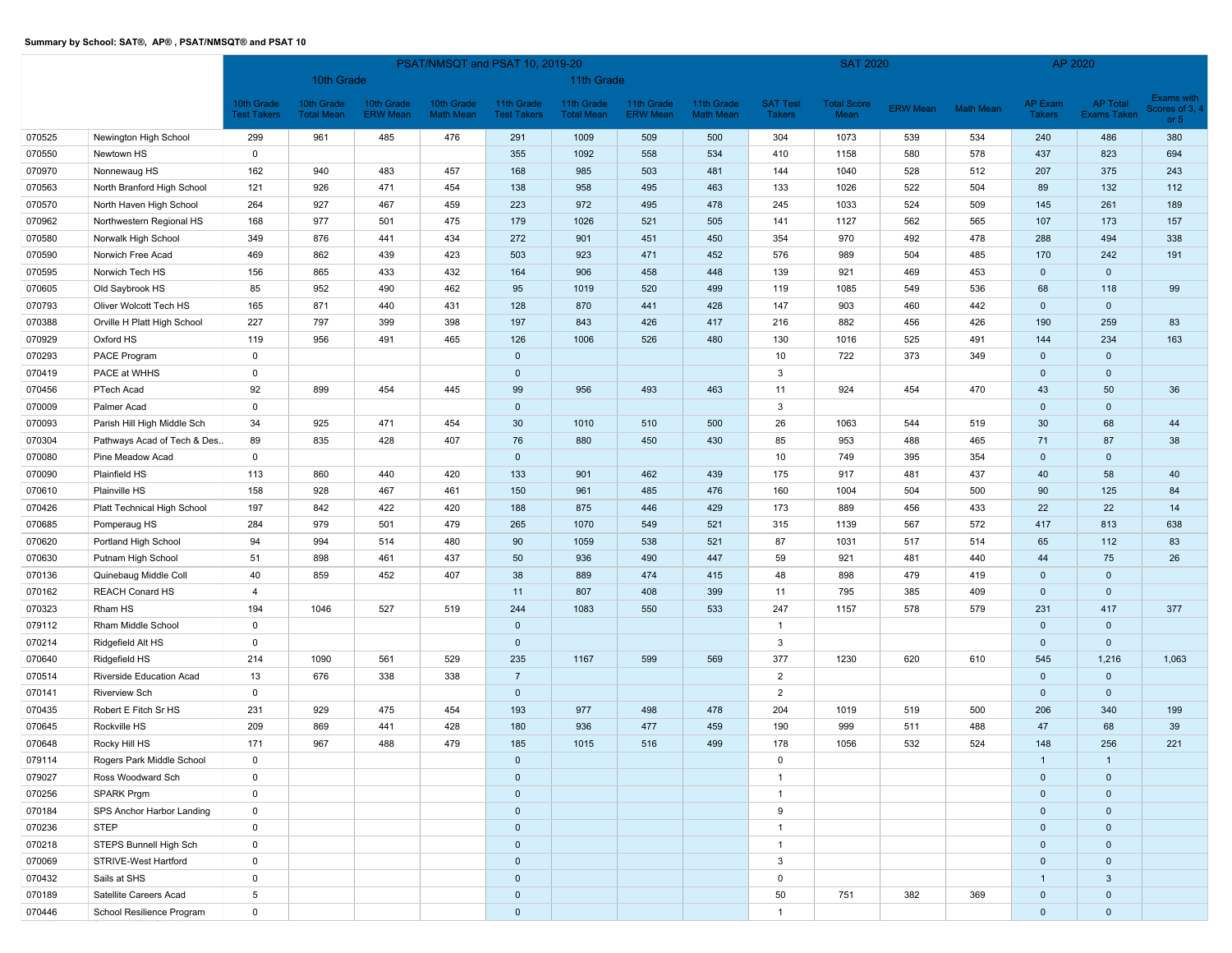**Summary by School: SAT®, AP® , PSAT/NMSQT® and PSAT 10**

| | | PSAT/NMSQT and PSAT 10, 2019-20 | | | | | | | | SAT 2020 | | | | AP 2020 | | |
|---|---|---|---|---|---|---|---|---|---|---|---|---|---|---|---|---|
| | | 10th Grade | | | | 11th Grade | | | | | | | | | | |
| | | 10th Grade Test Takers | 10th Grade Total Mean | 10th Grade ERW Mean | 10th Grade Math Mean | 11th Grade Test Takers | 11th Grade Total Mean | 11th Grade ERW Mean | 11th Grade Math Mean | SAT Test Takers | Total Score Mean | ERW Mean | Math Mean | AP Exam Takers | AP Total Exams Taken | Exams with Scores of 3, 4 or 5 |
| 070525 | Newington High School | 299 | 961 | 485 | 476 | 291 | 1009 | 509 | 500 | 304 | 1073 | 539 | 534 | 240 | 486 | 380 |
| 070550 | Newtown HS | 0 | | | | 355 | 1092 | 558 | 534 | 410 | 1158 | 580 | 578 | 437 | 823 | 694 |
| 070970 | Nonnewaug HS | 162 | 940 | 483 | 457 | 168 | 985 | 503 | 481 | 144 | 1040 | 528 | 512 | 207 | 375 | 243 |
| 070563 | North Branford High School | 121 | 926 | 471 | 454 | 138 | 958 | 495 | 463 | 133 | 1026 | 522 | 504 | 89 | 132 | 112 |
| 070570 | North Haven High School | 264 | 927 | 467 | 459 | 223 | 972 | 495 | 478 | 245 | 1033 | 524 | 509 | 145 | 261 | 189 |
| 070962 | Northwestern Regional HS | 168 | 977 | 501 | 475 | 179 | 1026 | 521 | 505 | 141 | 1127 | 562 | 565 | 107 | 173 | 157 |
| 070580 | Norwalk High School | 349 | 876 | 441 | 434 | 272 | 901 | 451 | 450 | 354 | 970 | 492 | 478 | 288 | 494 | 338 |
| 070590 | Norwich Free Acad | 469 | 862 | 439 | 423 | 503 | 923 | 471 | 452 | 576 | 989 | 504 | 485 | 170 | 242 | 191 |
| 070595 | Norwich Tech HS | 156 | 865 | 433 | 432 | 164 | 906 | 458 | 448 | 139 | 921 | 469 | 453 | 0 | 0 | |
| 070605 | Old Saybrook HS | 85 | 952 | 490 | 462 | 95 | 1019 | 520 | 499 | 119 | 1085 | 549 | 536 | 68 | 118 | 99 |
| 070793 | Oliver Wolcott Tech HS | 165 | 871 | 440 | 431 | 128 | 870 | 441 | 428 | 147 | 903 | 460 | 442 | 0 | 0 | |
| 070388 | Orville H Platt High School | 227 | 797 | 399 | 398 | 197 | 843 | 426 | 417 | 216 | 882 | 456 | 426 | 190 | 259 | 83 |
| 070929 | Oxford HS | 119 | 956 | 491 | 465 | 126 | 1006 | 526 | 480 | 130 | 1016 | 525 | 491 | 144 | 234 | 163 |
| 070293 | PACE Program | 0 | | | | 0 | | | | 10 | 722 | 373 | 349 | 0 | 0 | |
| 070419 | PACE at WHHS | 0 | | | | 0 | | | | 3 | | | | 0 | 0 | |
| 070456 | PTech Acad | 92 | 899 | 454 | 445 | 99 | 956 | 493 | 463 | 11 | 924 | 454 | 470 | 43 | 50 | 36 |
| 070009 | Palmer Acad | 0 | | | | 0 | | | | 3 | | | | 0 | 0 | |
| 070093 | Parish Hill High Middle Sch | 34 | 925 | 471 | 454 | 30 | 1010 | 510 | 500 | 26 | 1063 | 544 | 519 | 30 | 68 | 44 |
| 070304 | Pathways Acad of Tech & Des.. | 89 | 835 | 428 | 407 | 76 | 880 | 450 | 430 | 85 | 953 | 488 | 465 | 71 | 87 | 38 |
| 070080 | Pine Meadow Acad | 0 | | | | 0 | | | | 10 | 749 | 395 | 354 | 0 | 0 | |
| 070090 | Plainfield HS | 113 | 860 | 440 | 420 | 133 | 901 | 462 | 439 | 175 | 917 | 481 | 437 | 40 | 58 | 40 |
| 070610 | Plainville HS | 158 | 928 | 467 | 461 | 150 | 961 | 485 | 476 | 160 | 1004 | 504 | 500 | 90 | 125 | 84 |
| 070426 | Platt Technical High School | 197 | 842 | 422 | 420 | 188 | 875 | 446 | 429 | 173 | 889 | 456 | 433 | 22 | 22 | 14 |
| 070685 | Pomperaug HS | 284 | 979 | 501 | 479 | 265 | 1070 | 549 | 521 | 315 | 1139 | 567 | 572 | 417 | 813 | 638 |
| 070620 | Portland High School | 94 | 994 | 514 | 480 | 90 | 1059 | 538 | 521 | 87 | 1031 | 517 | 514 | 65 | 112 | 83 |
| 070630 | Putnam High School | 51 | 898 | 461 | 437 | 50 | 936 | 490 | 447 | 59 | 921 | 481 | 440 | 44 | 75 | 26 |
| 070136 | Quinebaug Middle Coll | 40 | 859 | 452 | 407 | 38 | 889 | 474 | 415 | 48 | 898 | 479 | 419 | 0 | 0 | |
| 070162 | REACH Conard HS | 4 | | | | 11 | 807 | 408 | 399 | 11 | 795 | 385 | 409 | 0 | 0 | |
| 070323 | Rham HS | 194 | 1046 | 527 | 519 | 244 | 1083 | 550 | 533 | 247 | 1157 | 578 | 579 | 231 | 417 | 377 |
| 079112 | Rham Middle School | 0 | | | | 0 | | | | 1 | | | | 0 | 0 | |
| 070214 | Ridgefield Alt HS | 0 | | | | 0 | | | | 3 | | | | 0 | 0 | |
| 070640 | Ridgefield HS | 214 | 1090 | 561 | 529 | 235 | 1167 | 599 | 569 | 377 | 1230 | 620 | 610 | 545 | 1,216 | 1,063 |
| 070514 | Riverside Education Acad | 13 | 676 | 338 | 338 | 7 | | | | 2 | | | | 0 | 0 | |
| 070141 | Riverview Sch | 0 | | | | 0 | | | | 2 | | | | 0 | 0 | |
| 070435 | Robert E Fitch Sr HS | 231 | 929 | 475 | 454 | 193 | 977 | 498 | 478 | 204 | 1019 | 519 | 500 | 206 | 340 | 199 |
| 070645 | Rockville HS | 209 | 869 | 441 | 428 | 180 | 936 | 477 | 459 | 190 | 999 | 511 | 488 | 47 | 68 | 39 |
| 070648 | Rocky Hill HS | 171 | 967 | 488 | 479 | 185 | 1015 | 516 | 499 | 178 | 1056 | 532 | 524 | 148 | 256 | 221 |
| 079114 | Rogers Park Middle School | 0 | | | | 0 | | | | 0 | | | | 1 | 1 | |
| 079027 | Ross Woodward Sch | 0 | | | | 0 | | | | 1 | | | | 0 | 0 | |
| 070256 | SPARK Prgm | 0 | | | | 0 | | | | 1 | | | | 0 | 0 | |
| 070184 | SPS Anchor Harbor Landing | 0 | | | | 0 | | | | 9 | | | | 0 | 0 | |
| 070236 | STEP | 0 | | | | 0 | | | | 1 | | | | 0 | 0 | |
| 070218 | STEPS Bunnell High Sch | 0 | | | | 0 | | | | 1 | | | | 0 | 0 | |
| 070069 | STRIVE-West Hartford | 0 | | | | 0 | | | | 3 | | | | 0 | 0 | |
| 070432 | Sails at SHS | 0 | | | | 0 | | | | 0 | | | | 1 | 3 | |
| 070189 | Satellite Careers Acad | 5 | | | | 0 | | | | 50 | 751 | 382 | 369 | 0 | 0 | |
| 070446 | School Resilience Program | 0 | | | | 0 | | | | 1 | | | | 0 | 0 | |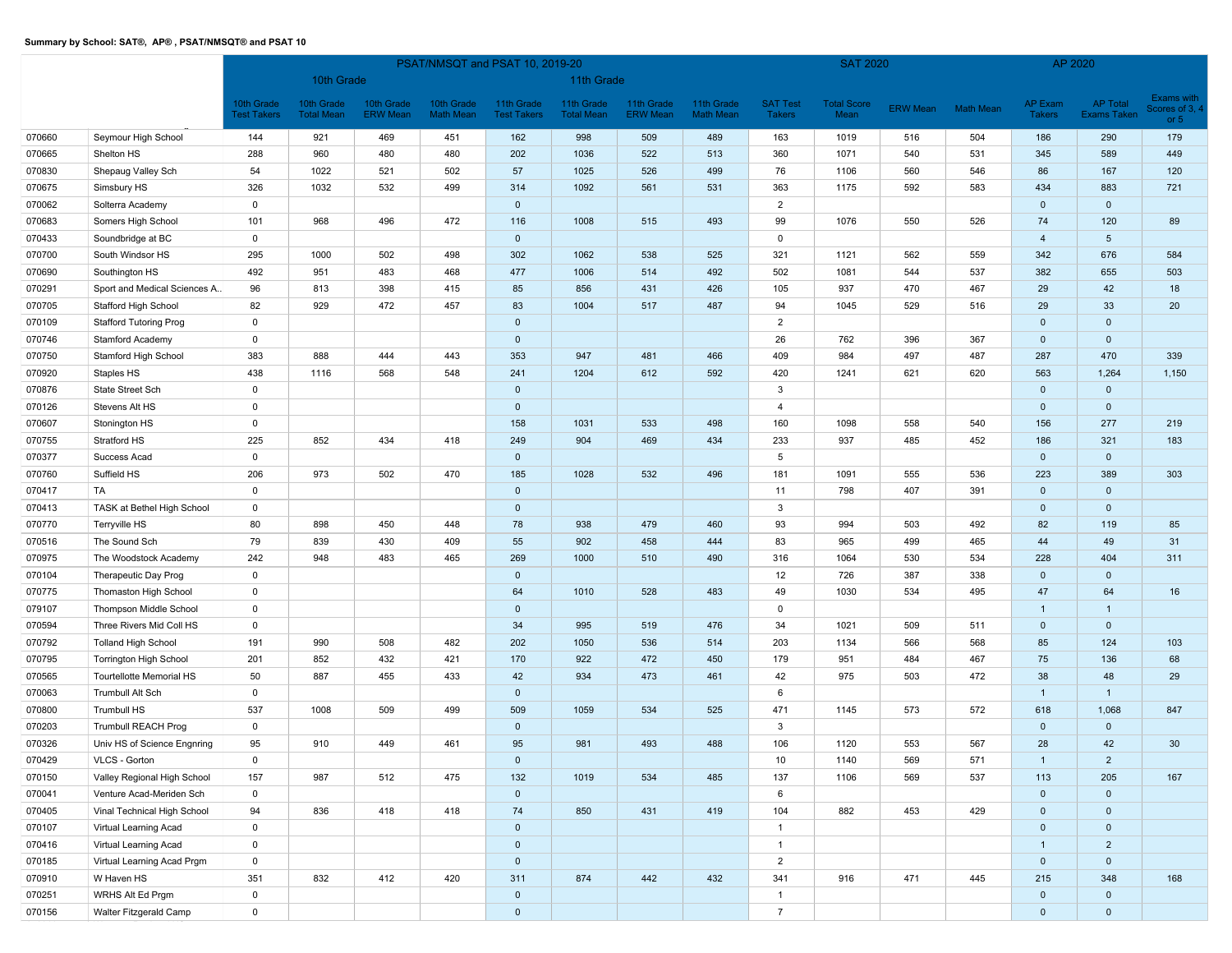**Summary by School: SAT®, AP® , PSAT/NMSQT® and PSAT 10**

| | | PSAT/NMSQT and PSAT 10, 2019-20 | | | | | | | | SAT 2020 | | | | AP 2020 | | |
|---|---|---|---|---|---|---|---|---|---|---|---|---|---|---|---|---|
| | | 10th Grade | | | | 11th Grade | | | | | | | | | | |
| | | 10th Grade Test Takers | 10th Grade Total Mean | 10th Grade ERW Mean | 10th Grade Math Mean | 11th Grade Test Takers | 11th Grade Total Mean | 11th Grade ERW Mean | 11th Grade Math Mean | SAT Test Takers | Total Score Mean | ERW Mean | Math Mean | AP Exam Takers | AP Total Exams Taken | Exams with Scores of 3, 4 or 5 |
| 070660 | Seymour High School | 144 | 921 | 469 | 451 | 162 | 998 | 509 | 489 | 163 | 1019 | 516 | 504 | 186 | 290 | 179 |
| 070665 | Shelton HS | 288 | 960 | 480 | 480 | 202 | 1036 | 522 | 513 | 360 | 1071 | 540 | 531 | 345 | 589 | 449 |
| 070830 | Shepaug Valley Sch | 54 | 1022 | 521 | 502 | 57 | 1025 | 526 | 499 | 76 | 1106 | 560 | 546 | 86 | 167 | 120 |
| 070675 | Simsbury HS | 326 | 1032 | 532 | 499 | 314 | 1092 | 561 | 531 | 363 | 1175 | 592 | 583 | 434 | 883 | 721 |
| 070062 | Solterra Academy | 0 | | | | 0 | | | | 2 | | | | 0 | 0 | |
| 070683 | Somers High School | 101 | 968 | 496 | 472 | 116 | 1008 | 515 | 493 | 99 | 1076 | 550 | 526 | 74 | 120 | 89 |
| 070433 | Soundbridge at BC | 0 | | | | 0 | | | | 0 | | | | 4 | 5 | |
| 070700 | South Windsor HS | 295 | 1000 | 502 | 498 | 302 | 1062 | 538 | 525 | 321 | 1121 | 562 | 559 | 342 | 676 | 584 |
| 070690 | Southington HS | 492 | 951 | 483 | 468 | 477 | 1006 | 514 | 492 | 502 | 1081 | 544 | 537 | 382 | 655 | 503 |
| 070291 | Sport and Medical Sciences A.. | 96 | 813 | 398 | 415 | 85 | 856 | 431 | 426 | 105 | 937 | 470 | 467 | 29 | 42 | 18 |
| 070705 | Stafford High School | 82 | 929 | 472 | 457 | 83 | 1004 | 517 | 487 | 94 | 1045 | 529 | 516 | 29 | 33 | 20 |
| 070109 | Stafford Tutoring Prog | 0 | | | | 0 | | | | 2 | | | | 0 | 0 | |
| 070746 | Stamford Academy | 0 | | | | 0 | | | | 26 | 762 | 396 | 367 | 0 | 0 | |
| 070750 | Stamford High School | 383 | 888 | 444 | 443 | 353 | 947 | 481 | 466 | 409 | 984 | 497 | 487 | 287 | 470 | 339 |
| 070920 | Staples HS | 438 | 1116 | 568 | 548 | 241 | 1204 | 612 | 592 | 420 | 1241 | 621 | 620 | 563 | 1,264 | 1,150 |
| 070876 | State Street Sch | 0 | | | | 0 | | | | 3 | | | | 0 | 0 | |
| 070126 | Stevens Alt HS | 0 | | | | 0 | | | | 4 | | | | 0 | 0 | |
| 070607 | Stonington HS | 0 | | | | 158 | 1031 | 533 | 498 | 160 | 1098 | 558 | 540 | 156 | 277 | 219 |
| 070755 | Stratford HS | 225 | 852 | 434 | 418 | 249 | 904 | 469 | 434 | 233 | 937 | 485 | 452 | 186 | 321 | 183 |
| 070377 | Success Acad | 0 | | | | 0 | | | | 5 | | | | 0 | 0 | |
| 070760 | Suffield HS | 206 | 973 | 502 | 470 | 185 | 1028 | 532 | 496 | 181 | 1091 | 555 | 536 | 223 | 389 | 303 |
| 070417 | TA | 0 | | | | 0 | | | | 11 | 798 | 407 | 391 | 0 | 0 | |
| 070413 | TASK at Bethel High School | 0 | | | | 0 | | | | 3 | | | | 0 | 0 | |
| 070770 | Terryville HS | 80 | 898 | 450 | 448 | 78 | 938 | 479 | 460 | 93 | 994 | 503 | 492 | 82 | 119 | 85 |
| 070516 | The Sound Sch | 79 | 839 | 430 | 409 | 55 | 902 | 458 | 444 | 83 | 965 | 499 | 465 | 44 | 49 | 31 |
| 070975 | The Woodstock Academy | 242 | 948 | 483 | 465 | 269 | 1000 | 510 | 490 | 316 | 1064 | 530 | 534 | 228 | 404 | 311 |
| 070104 | Therapeutic Day Prog | 0 | | | | 0 | | | | 12 | 726 | 387 | 338 | 0 | 0 | |
| 070775 | Thomaston High School | 0 | | | | 64 | 1010 | 528 | 483 | 49 | 1030 | 534 | 495 | 47 | 64 | 16 |
| 079107 | Thompson Middle School | 0 | | | | 0 | | | | 0 | | | | 1 | 1 | |
| 070594 | Three Rivers Mid Coll HS | 0 | | | | 34 | 995 | 519 | 476 | 34 | 1021 | 509 | 511 | 0 | 0 | |
| 070792 | Tolland High School | 191 | 990 | 508 | 482 | 202 | 1050 | 536 | 514 | 203 | 1134 | 566 | 568 | 85 | 124 | 103 |
| 070795 | Torrington High School | 201 | 852 | 432 | 421 | 170 | 922 | 472 | 450 | 179 | 951 | 484 | 467 | 75 | 136 | 68 |
| 070565 | Tourtellotte Memorial HS | 50 | 887 | 455 | 433 | 42 | 934 | 473 | 461 | 42 | 975 | 503 | 472 | 38 | 48 | 29 |
| 070063 | Trumbull Alt Sch | 0 | | | | 0 | | | | 6 | | | | 1 | 1 | |
| 070800 | Trumbull HS | 537 | 1008 | 509 | 499 | 509 | 1059 | 534 | 525 | 471 | 1145 | 573 | 572 | 618 | 1,068 | 847 |
| 070203 | Trumbull REACH Prog | 0 | | | | 0 | | | | 3 | | | | 0 | 0 | |
| 070326 | Univ HS of Science Engnring | 95 | 910 | 449 | 461 | 95 | 981 | 493 | 488 | 106 | 1120 | 553 | 567 | 28 | 42 | 30 |
| 070429 | VLCS - Gorton | 0 | | | | 0 | | | | 10 | 1140 | 569 | 571 | 1 | 2 | |
| 070150 | Valley Regional High School | 157 | 987 | 512 | 475 | 132 | 1019 | 534 | 485 | 137 | 1106 | 569 | 537 | 113 | 205 | 167 |
| 070041 | Venture Acad-Meriden Sch | 0 | | | | 0 | | | | 6 | | | | 0 | 0 | |
| 070405 | Vinal Technical High School | 94 | 836 | 418 | 418 | 74 | 850 | 431 | 419 | 104 | 882 | 453 | 429 | 0 | 0 | |
| 070107 | Virtual Learning Acad | 0 | | | | 0 | | | | 1 | | | | 0 | 0 | |
| 070416 | Virtual Learning Acad | 0 | | | | 0 | | | | 1 | | | | 1 | 2 | |
| 070185 | Virtual Learning Acad Prgm | 0 | | | | 0 | | | | 2 | | | | 0 | 0 | |
| 070910 | W Haven HS | 351 | 832 | 412 | 420 | 311 | 874 | 442 | 432 | 341 | 916 | 471 | 445 | 215 | 348 | 168 |
| 070251 | WRHS Alt Ed Prgm | 0 | | | | 0 | | | | 1 | | | | 0 | 0 | |
| 070156 | Walter Fitzgerald Camp | 0 | | | | 0 | | | | 7 | | | | 0 | 0 | |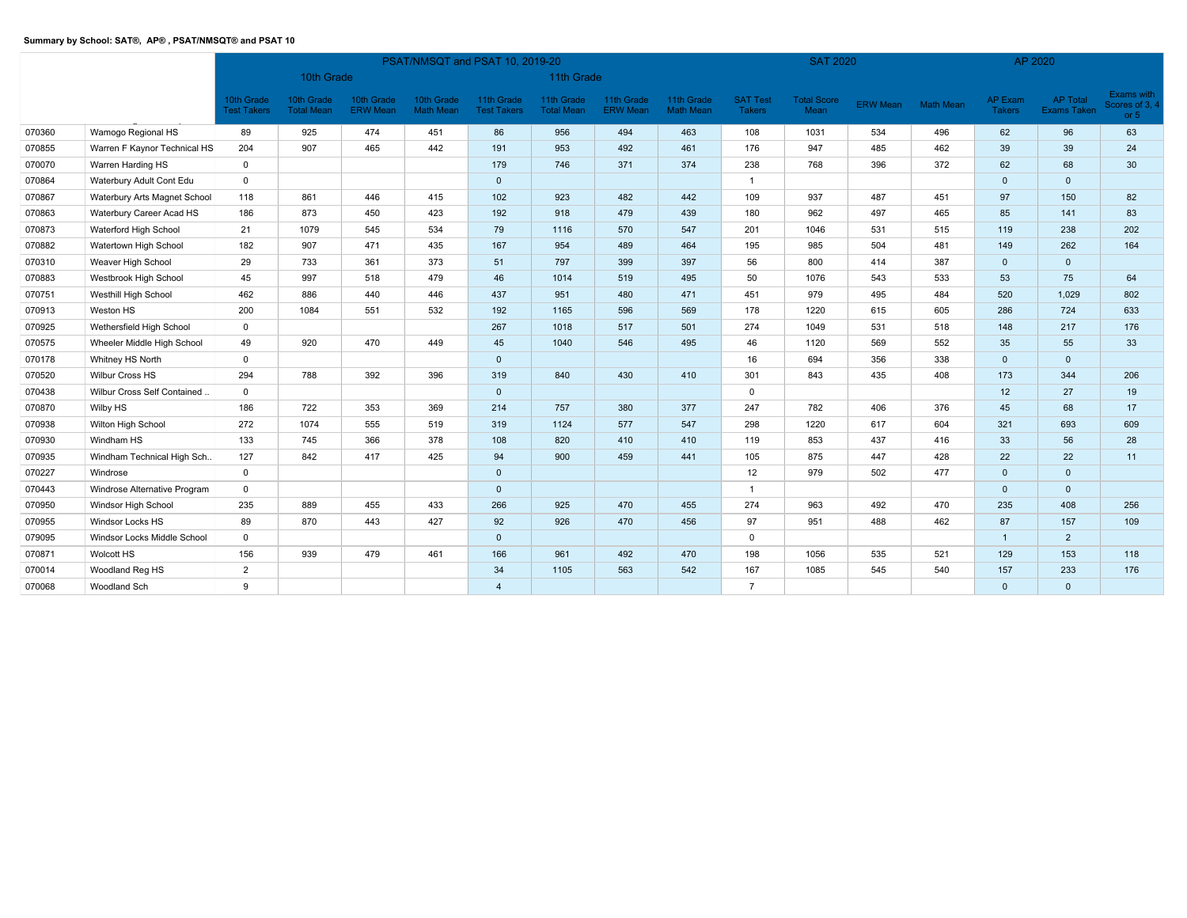**Summary by School: SAT®, AP® , PSAT/NMSQT® and PSAT 10**

| | | PSAT/NMSQT and PSAT 10, 2019-20 | | | | | | | | SAT 2020 | | | | AP 2020 | | |
|---|---|---|---|---|---|---|---|---|---|---|---|---|---|---|---|---|
| | | 10th Grade | | | | 11th Grade | | | | | | | | | | |
| | | 10th Grade Test Takers | 10th Grade Total Mean | 10th Grade ERW Mean | 10th Grade Math Mean | 11th Grade Test Takers | 11th Grade Total Mean | 11th Grade ERW Mean | 11th Grade Math Mean | SAT Test Takers | Total Score Mean | ERW Mean | Math Mean | AP Exam Takers | AP Total Exams Taken | Exams with Scores of 3, 4 or 5 |
| 070360 | Wamogo Regional HS | 89 | 925 | 474 | 451 | 86 | 956 | 494 | 463 | 108 | 1031 | 534 | 496 | 62 | 96 | 63 |
| 070855 | Warren F Kaynor Technical HS | 204 | 907 | 465 | 442 | 191 | 953 | 492 | 461 | 176 | 947 | 485 | 462 | 39 | 39 | 24 |
| 070070 | Warren Harding HS | 0 | | | | 179 | 746 | 371 | 374 | 238 | 768 | 396 | 372 | 62 | 68 | 30 |
| 070864 | Waterbury Adult Cont Edu | 0 | | | | 0 | | | | 1 | | | | 0 | 0 | |
| 070867 | Waterbury Arts Magnet School | 118 | 861 | 446 | 415 | 102 | 923 | 482 | 442 | 109 | 937 | 487 | 451 | 97 | 150 | 82 |
| 070863 | Waterbury Career Acad HS | 186 | 873 | 450 | 423 | 192 | 918 | 479 | 439 | 180 | 962 | 497 | 465 | 85 | 141 | 83 |
| 070873 | Waterford High School | 21 | 1079 | 545 | 534 | 79 | 1116 | 570 | 547 | 201 | 1046 | 531 | 515 | 119 | 238 | 202 |
| 070882 | Watertown High School | 182 | 907 | 471 | 435 | 167 | 954 | 489 | 464 | 195 | 985 | 504 | 481 | 149 | 262 | 164 |
| 070310 | Weaver High School | 29 | 733 | 361 | 373 | 51 | 797 | 399 | 397 | 56 | 800 | 414 | 387 | 0 | 0 | |
| 070883 | Westbrook High School | 45 | 997 | 518 | 479 | 46 | 1014 | 519 | 495 | 50 | 1076 | 543 | 533 | 53 | 75 | 64 |
| 070751 | Westhill High School | 462 | 886 | 440 | 446 | 437 | 951 | 480 | 471 | 451 | 979 | 495 | 484 | 520 | 1,029 | 802 |
| 070913 | Weston HS | 200 | 1084 | 551 | 532 | 192 | 1165 | 596 | 569 | 178 | 1220 | 615 | 605 | 286 | 724 | 633 |
| 070925 | Wethersfield High School | 0 | | | | 267 | 1018 | 517 | 501 | 274 | 1049 | 531 | 518 | 148 | 217 | 176 |
| 070575 | Wheeler Middle High School | 49 | 920 | 470 | 449 | 45 | 1040 | 546 | 495 | 46 | 1120 | 569 | 552 | 35 | 55 | 33 |
| 070178 | Whitney HS North | 0 | | | | 0 | | | | 16 | 694 | 356 | 338 | 0 | 0 | |
| 070520 | Wilbur Cross HS | 294 | 788 | 392 | 396 | 319 | 840 | 430 | 410 | 301 | 843 | 435 | 408 | 173 | 344 | 206 |
| 070438 | Wilbur Cross Self Contained .. | 0 | | | | 0 | | | | 0 | | | | 12 | 27 | 19 |
| 070870 | Wilby HS | 186 | 722 | 353 | 369 | 214 | 757 | 380 | 377 | 247 | 782 | 406 | 376 | 45 | 68 | 17 |
| 070938 | Wilton High School | 272 | 1074 | 555 | 519 | 319 | 1124 | 577 | 547 | 298 | 1220 | 617 | 604 | 321 | 693 | 609 |
| 070930 | Windham HS | 133 | 745 | 366 | 378 | 108 | 820 | 410 | 410 | 119 | 853 | 437 | 416 | 33 | 56 | 28 |
| 070935 | Windham Technical High Sch.. | 127 | 842 | 417 | 425 | 94 | 900 | 459 | 441 | 105 | 875 | 447 | 428 | 22 | 22 | 11 |
| 070227 | Windrose | 0 | | | | 0 | | | | 12 | 979 | 502 | 477 | 0 | 0 | |
| 070443 | Windrose Alternative Program | 0 | | | | 0 | | | | 1 | | | | 0 | 0 | |
| 070950 | Windsor High School | 235 | 889 | 455 | 433 | 266 | 925 | 470 | 455 | 274 | 963 | 492 | 470 | 235 | 408 | 256 |
| 070955 | Windsor Locks HS | 89 | 870 | 443 | 427 | 92 | 926 | 470 | 456 | 97 | 951 | 488 | 462 | 87 | 157 | 109 |
| 079095 | Windsor Locks Middle School | 0 | | | | 0 | | | | 0 | | | | 1 | 2 | |
| 070871 | Wolcott HS | 156 | 939 | 479 | 461 | 166 | 961 | 492 | 470 | 198 | 1056 | 535 | 521 | 129 | 153 | 118 |
| 070014 | Woodland Reg HS | 2 | | | | 34 | 1105 | 563 | 542 | 167 | 1085 | 545 | 540 | 157 | 233 | 176 |
| 070068 | Woodland Sch | 9 | | | | 4 | | | | 7 | | | | 0 | 0 | |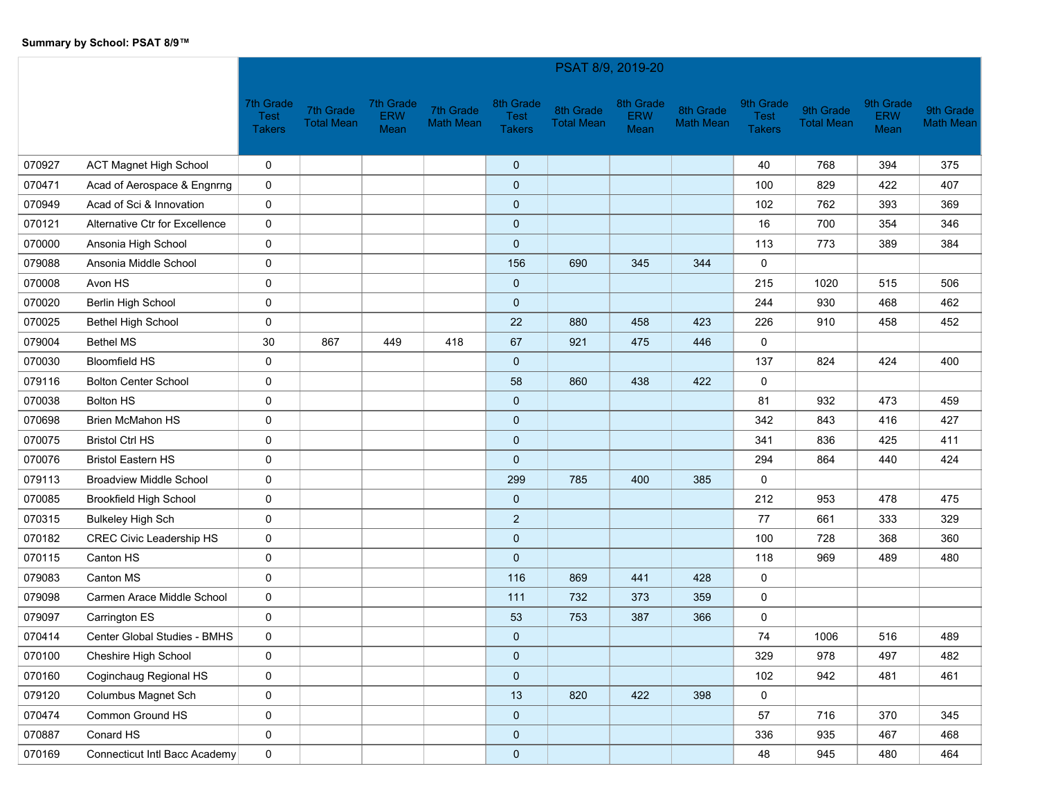**Summary by School: PSAT 8/9™**

| | | PSAT 8/9, 2019-20 | | | | | | | | | | | |
|---|---|---|---|---|---|---|---|---|---|---|---|---|---|
| | | 7th Grade Test Takers | 7th Grade Total Mean | 7th Grade ERW Mean | 7th Grade Math Mean | 8th Grade Test Takers | 8th Grade Total Mean | 8th Grade ERW Mean | 8th Grade Math Mean | 9th Grade Test Takers | 9th Grade Total Mean | 9th Grade ERW Mean | 9th Grade Math Mean |
| 070927 | ACT Magnet High School | 0 | | | | 0 | | | | 40 | 768 | 394 | 375 |
| 070471 | Acad of Aerospace & Engnrng | 0 | | | | 0 | | | | 100 | 829 | 422 | 407 |
| 070949 | Acad of Sci & Innovation | 0 | | | | 0 | | | | 102 | 762 | 393 | 369 |
| 070121 | Alternative Ctr for Excellence | 0 | | | | 0 | | | | 16 | 700 | 354 | 346 |
| 070000 | Ansonia High School | 0 | | | | 0 | | | | 113 | 773 | 389 | 384 |
| 079088 | Ansonia Middle School | 0 | | | | 156 | 690 | 345 | 344 | 0 | | | |
| 070008 | Avon HS | 0 | | | | 0 | | | | 215 | 1020 | 515 | 506 |
| 070020 | Berlin High School | 0 | | | | 0 | | | | 244 | 930 | 468 | 462 |
| 070025 | Bethel High School | 0 | | | | 22 | 880 | 458 | 423 | 226 | 910 | 458 | 452 |
| 079004 | Bethel MS | 30 | 867 | 449 | 418 | 67 | 921 | 475 | 446 | 0 | | | |
| 070030 | Bloomfield HS | 0 | | | | 0 | | | | 137 | 824 | 424 | 400 |
| 079116 | Bolton Center School | 0 | | | | 58 | 860 | 438 | 422 | 0 | | | |
| 070038 | Bolton HS | 0 | | | | 0 | | | | 81 | 932 | 473 | 459 |
| 070698 | Brien McMahon HS | 0 | | | | 0 | | | | 342 | 843 | 416 | 427 |
| 070075 | Bristol Ctrl HS | 0 | | | | 0 | | | | 341 | 836 | 425 | 411 |
| 070076 | Bristol Eastern HS | 0 | | | | 0 | | | | 294 | 864 | 440 | 424 |
| 079113 | Broadview Middle School | 0 | | | | 299 | 785 | 400 | 385 | 0 | | | |
| 070085 | Brookfield High School | 0 | | | | 0 | | | | 212 | 953 | 478 | 475 |
| 070315 | Bulkeley High Sch | 0 | | | | 2 | | | | 77 | 661 | 333 | 329 |
| 070182 | CREC Civic Leadership HS | 0 | | | | 0 | | | | 100 | 728 | 368 | 360 |
| 070115 | Canton HS | 0 | | | | 0 | | | | 118 | 969 | 489 | 480 |
| 079083 | Canton MS | 0 | | | | 116 | 869 | 441 | 428 | 0 | | | |
| 079098 | Carmen Arace Middle School | 0 | | | | 111 | 732 | 373 | 359 | 0 | | | |
| 079097 | Carrington ES | 0 | | | | 53 | 753 | 387 | 366 | 0 | | | |
| 070414 | Center Global Studies - BMHS | 0 | | | | 0 | | | | 74 | 1006 | 516 | 489 |
| 070100 | Cheshire High School | 0 | | | | 0 | | | | 329 | 978 | 497 | 482 |
| 070160 | Coginchaug Regional HS | 0 | | | | 0 | | | | 102 | 942 | 481 | 461 |
| 079120 | Columbus Magnet Sch | 0 | | | | 13 | 820 | 422 | 398 | 0 | | | |
| 070474 | Common Ground HS | 0 | | | | 0 | | | | 57 | 716 | 370 | 345 |
| 070887 | Conard HS | 0 | | | | 0 | | | | 336 | 935 | 467 | 468 |
| 070169 | Connecticut Intl Bacc Academy | 0 | | | | 0 | | | | 48 | 945 | 480 | 464 |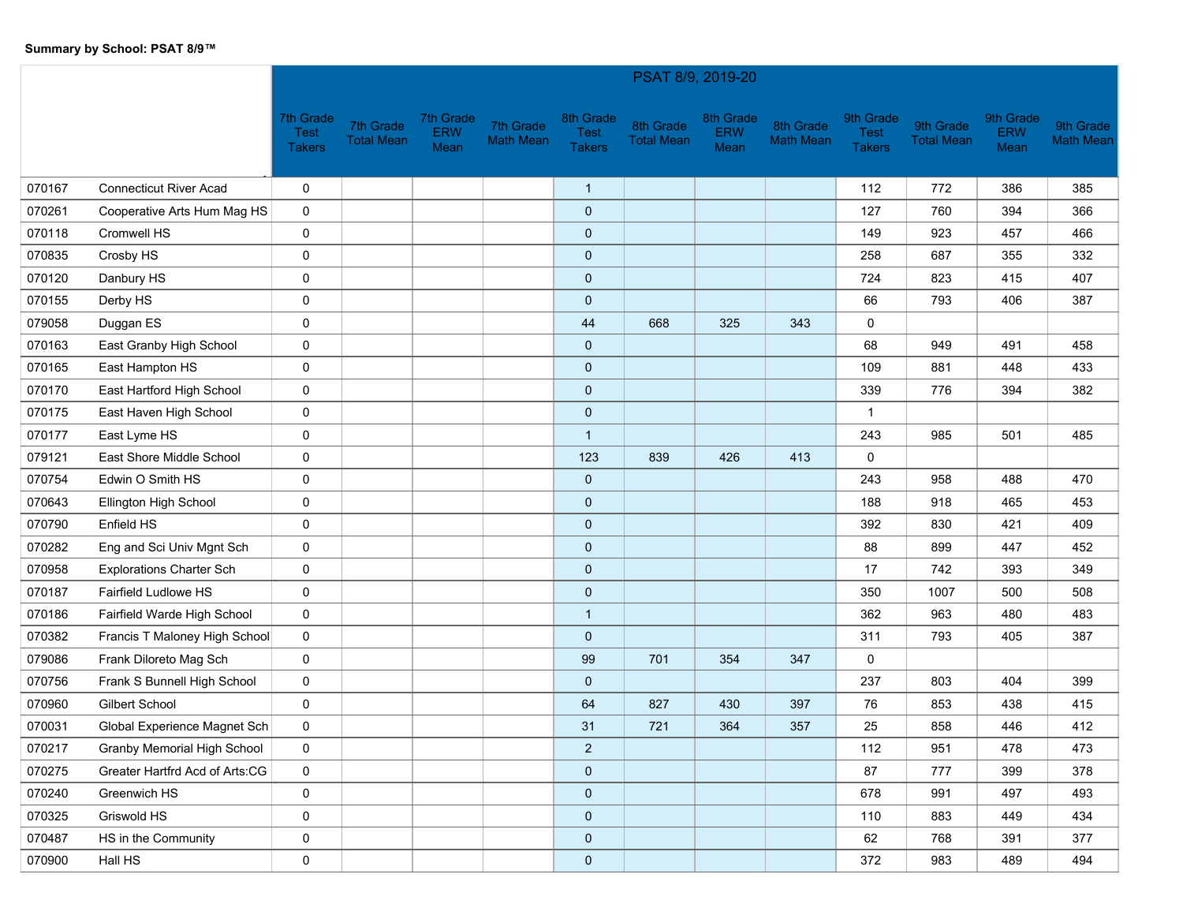**Summary by School: PSAT 8/9™**

| | | PSAT 8/9, 2019-20 | | | | | | | | | | | |
|---|---|---|---|---|---|---|---|---|---|---|---|---|---|
| | | 7th Grade Test Takers | 7th Grade Total Mean | 7th Grade ERW Mean | 7th Grade Math Mean | 8th Grade Test Takers | 8th Grade Total Mean | 8th Grade ERW Mean | 8th Grade Math Mean | 9th Grade Test Takers | 9th Grade Total Mean | 9th Grade ERW Mean | 9th Grade Math Mean |
| 070167 | Connecticut River Acad | 0 | | | | 1 | | | | 112 | 772 | 386 | 385 |
| 070261 | Cooperative Arts Hum Mag HS | 0 | | | | 0 | | | | 127 | 760 | 394 | 366 |
| 070118 | Cromwell HS | 0 | | | | 0 | | | | 149 | 923 | 457 | 466 |
| 070835 | Crosby HS | 0 | | | | 0 | | | | 258 | 687 | 355 | 332 |
| 070120 | Danbury HS | 0 | | | | 0 | | | | 724 | 823 | 415 | 407 |
| 070155 | Derby HS | 0 | | | | 0 | | | | 66 | 793 | 406 | 387 |
| 079058 | Duggan ES | 0 | | | | 44 | 668 | 325 | 343 | 0 | | | |
| 070163 | East Granby High School | 0 | | | | 0 | | | | 68 | 949 | 491 | 458 |
| 070165 | East Hampton HS | 0 | | | | 0 | | | | 109 | 881 | 448 | 433 |
| 070170 | East Hartford High School | 0 | | | | 0 | | | | 339 | 776 | 394 | 382 |
| 070175 | East Haven High School | 0 | | | | 0 | | | | 1 | | | |
| 070177 | East Lyme HS | 0 | | | | 1 | | | | 243 | 985 | 501 | 485 |
| 079121 | East Shore Middle School | 0 | | | | 123 | 839 | 426 | 413 | 0 | | | |
| 070754 | Edwin O Smith HS | 0 | | | | 0 | | | | 243 | 958 | 488 | 470 |
| 070643 | Ellington High School | 0 | | | | 0 | | | | 188 | 918 | 465 | 453 |
| 070790 | Enfield HS | 0 | | | | 0 | | | | 392 | 830 | 421 | 409 |
| 070282 | Eng and Sci Univ Mgnt Sch | 0 | | | | 0 | | | | 88 | 899 | 447 | 452 |
| 070958 | Explorations Charter Sch | 0 | | | | 0 | | | | 17 | 742 | 393 | 349 |
| 070187 | Fairfield Ludlowe HS | 0 | | | | 0 | | | | 350 | 1007 | 500 | 508 |
| 070186 | Fairfield Warde High School | 0 | | | | 1 | | | | 362 | 963 | 480 | 483 |
| 070382 | Francis T Maloney High School | 0 | | | | 0 | | | | 311 | 793 | 405 | 387 |
| 079086 | Frank Diloreto Mag Sch | 0 | | | | 99 | 701 | 354 | 347 | 0 | | | |
| 070756 | Frank S Bunnell High School | 0 | | | | 0 | | | | 237 | 803 | 404 | 399 |
| 070960 | Gilbert School | 0 | | | | 64 | 827 | 430 | 397 | 76 | 853 | 438 | 415 |
| 070031 | Global Experience Magnet Sch | 0 | | | | 31 | 721 | 364 | 357 | 25 | 858 | 446 | 412 |
| 070217 | Granby Memorial High School | 0 | | | | 2 | | | | 112 | 951 | 478 | 473 |
| 070275 | Greater Hartfrd Acd of Arts:CG | 0 | | | | 0 | | | | 87 | 777 | 399 | 378 |
| 070240 | Greenwich HS | 0 | | | | 0 | | | | 678 | 991 | 497 | 493 |
| 070325 | Griswold HS | 0 | | | | 0 | | | | 110 | 883 | 449 | 434 |
| 070487 | HS in the Community | 0 | | | | 0 | | | | 62 | 768 | 391 | 377 |
| 070900 | Hall HS | 0 | | | | 0 | | | | 372 | 983 | 489 | 494 |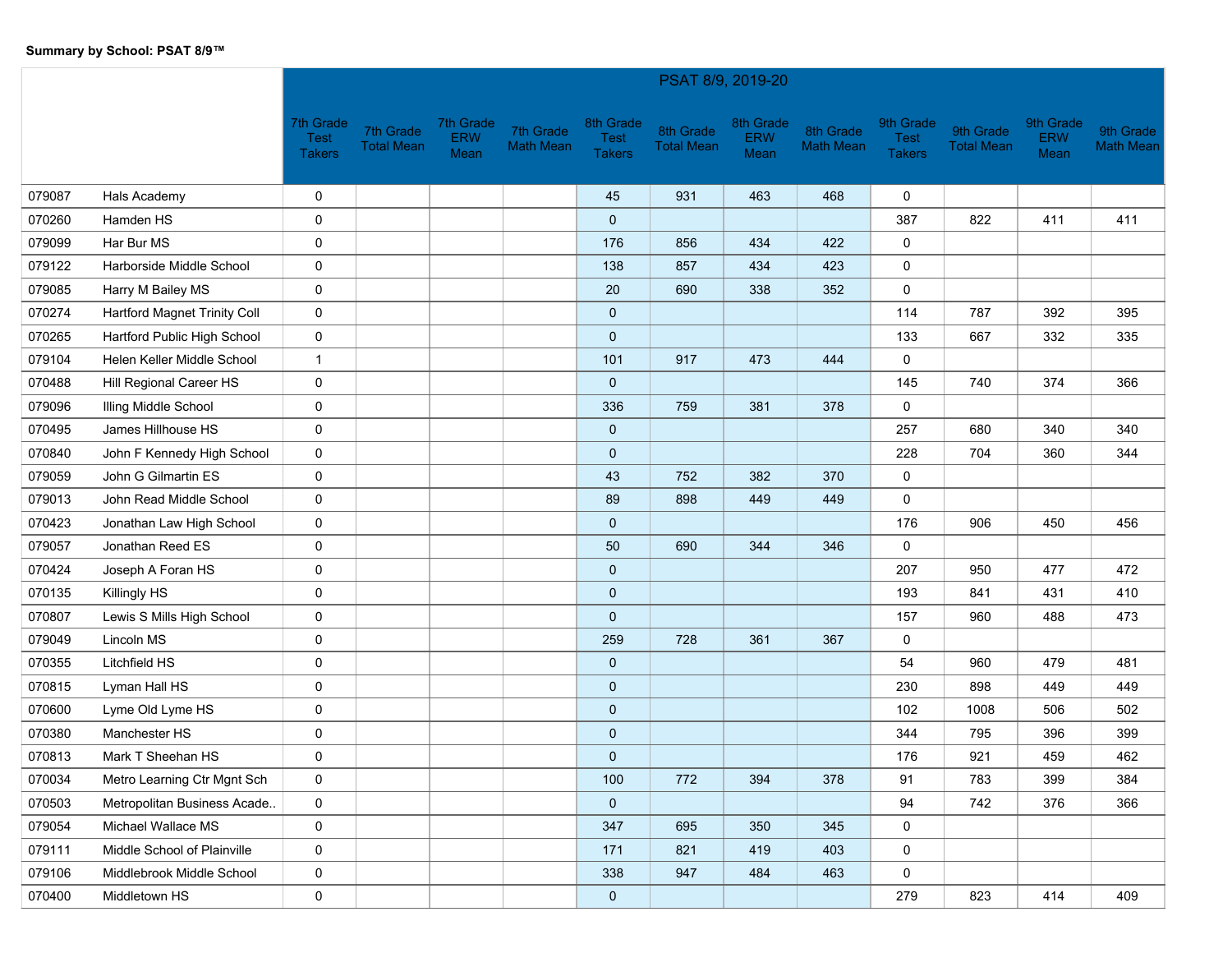**Summary by School: PSAT 8/9™**

| | | PSAT 8/9, 2019-20 | | | | | | | | | | | |
|---|---|---|---|---|---|---|---|---|---|---|---|---|---|
| | | 7th Grade Test Takers | 7th Grade Total Mean | 7th Grade ERW Mean | 7th Grade Math Mean | 8th Grade Test Takers | 8th Grade Total Mean | 8th Grade ERW Mean | 8th Grade Math Mean | 9th Grade Test Takers | 9th Grade Total Mean | 9th Grade ERW Mean | 9th Grade Math Mean |
| 079087 | Hals Academy | 0 | | | | 45 | 931 | 463 | 468 | 0 | | | |
| 070260 | Hamden HS | 0 | | | | 0 | | | | 387 | 822 | 411 | 411 |
| 079099 | Har Bur MS | 0 | | | | 176 | 856 | 434 | 422 | 0 | | | |
| 079122 | Harborside Middle School | 0 | | | | 138 | 857 | 434 | 423 | 0 | | | |
| 079085 | Harry M Bailey MS | 0 | | | | 20 | 690 | 338 | 352 | 0 | | | |
| 070274 | Hartford Magnet Trinity Coll | 0 | | | | 0 | | | | 114 | 787 | 392 | 395 |
| 070265 | Hartford Public High School | 0 | | | | 0 | | | | 133 | 667 | 332 | 335 |
| 079104 | Helen Keller Middle School | 1 | | | | 101 | 917 | 473 | 444 | 0 | | | |
| 070488 | Hill Regional Career HS | 0 | | | | 0 | | | | 145 | 740 | 374 | 366 |
| 079096 | Illing Middle School | 0 | | | | 336 | 759 | 381 | 378 | 0 | | | |
| 070495 | James Hillhouse HS | 0 | | | | 0 | | | | 257 | 680 | 340 | 340 |
| 070840 | John F Kennedy High School | 0 | | | | 0 | | | | 228 | 704 | 360 | 344 |
| 079059 | John G Gilmartin ES | 0 | | | | 43 | 752 | 382 | 370 | 0 | | | |
| 079013 | John Read Middle School | 0 | | | | 89 | 898 | 449 | 449 | 0 | | | |
| 070423 | Jonathan Law High School | 0 | | | | 0 | | | | 176 | 906 | 450 | 456 |
| 079057 | Jonathan Reed ES | 0 | | | | 50 | 690 | 344 | 346 | 0 | | | |
| 070424 | Joseph A Foran HS | 0 | | | | 0 | | | | 207 | 950 | 477 | 472 |
| 070135 | Killingly HS | 0 | | | | 0 | | | | 193 | 841 | 431 | 410 |
| 070807 | Lewis S Mills High School | 0 | | | | 0 | | | | 157 | 960 | 488 | 473 |
| 079049 | Lincoln MS | 0 | | | | 259 | 728 | 361 | 367 | 0 | | | |
| 070355 | Litchfield HS | 0 | | | | 0 | | | | 54 | 960 | 479 | 481 |
| 070815 | Lyman Hall HS | 0 | | | | 0 | | | | 230 | 898 | 449 | 449 |
| 070600 | Lyme Old Lyme HS | 0 | | | | 0 | | | | 102 | 1008 | 506 | 502 |
| 070380 | Manchester HS | 0 | | | | 0 | | | | 344 | 795 | 396 | 399 |
| 070813 | Mark T Sheehan HS | 0 | | | | 0 | | | | 176 | 921 | 459 | 462 |
| 070034 | Metro Learning Ctr Mgnt Sch | 0 | | | | 100 | 772 | 394 | 378 | 91 | 783 | 399 | 384 |
| 070503 | Metropolitan Business Acade.. | 0 | | | | 0 | | | | 94 | 742 | 376 | 366 |
| 079054 | Michael Wallace MS | 0 | | | | 347 | 695 | 350 | 345 | 0 | | | |
| 079111 | Middle School of Plainville | 0 | | | | 171 | 821 | 419 | 403 | 0 | | | |
| 079106 | Middlebrook Middle School | 0 | | | | 338 | 947 | 484 | 463 | 0 | | | |
| 070400 | Middletown HS | 0 | | | | 0 | | | | 279 | 823 | 414 | 409 |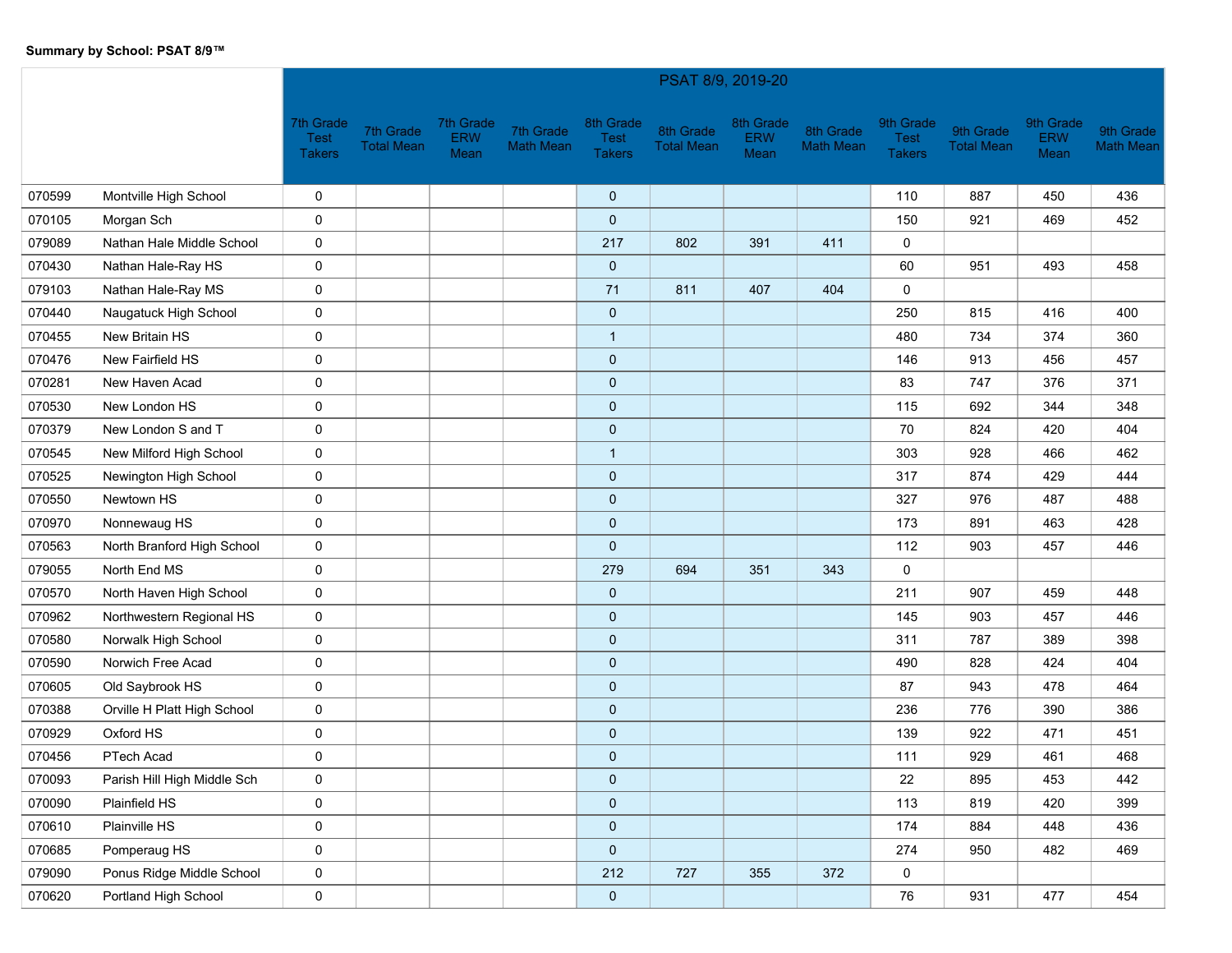**Summary by School: PSAT 8/9™**

| | | PSAT 8/9, 2019-20 | | | | | | | | | | | |
|---|---|---|---|---|---|---|---|---|---|---|---|---|---|
| | | 7th Grade Test Takers | 7th Grade Total Mean | 7th Grade ERW Mean | 7th Grade Math Mean | 8th Grade Test Takers | 8th Grade Total Mean | 8th Grade ERW Mean | 8th Grade Math Mean | 9th Grade Test Takers | 9th Grade Total Mean | 9th Grade ERW Mean | 9th Grade Math Mean |
| 070599 | Montville High School | 0 | | | | 0 | | | | 110 | 887 | 450 | 436 |
| 070105 | Morgan Sch | 0 | | | | 0 | | | | 150 | 921 | 469 | 452 |
| 079089 | Nathan Hale Middle School | 0 | | | | 217 | 802 | 391 | 411 | 0 | | | |
| 070430 | Nathan Hale-Ray HS | 0 | | | | 0 | | | | 60 | 951 | 493 | 458 |
| 079103 | Nathan Hale-Ray MS | 0 | | | | 71 | 811 | 407 | 404 | 0 | | | |
| 070440 | Naugatuck High School | 0 | | | | 0 | | | | 250 | 815 | 416 | 400 |
| 070455 | New Britain HS | 0 | | | | 1 | | | | 480 | 734 | 374 | 360 |
| 070476 | New Fairfield HS | 0 | | | | 0 | | | | 146 | 913 | 456 | 457 |
| 070281 | New Haven Acad | 0 | | | | 0 | | | | 83 | 747 | 376 | 371 |
| 070530 | New London HS | 0 | | | | 0 | | | | 115 | 692 | 344 | 348 |
| 070379 | New London S and T | 0 | | | | 0 | | | | 70 | 824 | 420 | 404 |
| 070545 | New Milford High School | 0 | | | | 1 | | | | 303 | 928 | 466 | 462 |
| 070525 | Newington High School | 0 | | | | 0 | | | | 317 | 874 | 429 | 444 |
| 070550 | Newtown HS | 0 | | | | 0 | | | | 327 | 976 | 487 | 488 |
| 070970 | Nonnewaug HS | 0 | | | | 0 | | | | 173 | 891 | 463 | 428 |
| 070563 | North Branford High School | 0 | | | | 0 | | | | 112 | 903 | 457 | 446 |
| 079055 | North End MS | 0 | | | | 279 | 694 | 351 | 343 | 0 | | | |
| 070570 | North Haven High School | 0 | | | | 0 | | | | 211 | 907 | 459 | 448 |
| 070962 | Northwestern Regional HS | 0 | | | | 0 | | | | 145 | 903 | 457 | 446 |
| 070580 | Norwalk High School | 0 | | | | 0 | | | | 311 | 787 | 389 | 398 |
| 070590 | Norwich Free Acad | 0 | | | | 0 | | | | 490 | 828 | 424 | 404 |
| 070605 | Old Saybrook HS | 0 | | | | 0 | | | | 87 | 943 | 478 | 464 |
| 070388 | Orville H Platt High School | 0 | | | | 0 | | | | 236 | 776 | 390 | 386 |
| 070929 | Oxford HS | 0 | | | | 0 | | | | 139 | 922 | 471 | 451 |
| 070456 | PTech Acad | 0 | | | | 0 | | | | 111 | 929 | 461 | 468 |
| 070093 | Parish Hill High Middle Sch | 0 | | | | 0 | | | | 22 | 895 | 453 | 442 |
| 070090 | Plainfield HS | 0 | | | | 0 | | | | 113 | 819 | 420 | 399 |
| 070610 | Plainville HS | 0 | | | | 0 | | | | 174 | 884 | 448 | 436 |
| 070685 | Pomperaug HS | 0 | | | | 0 | | | | 274 | 950 | 482 | 469 |
| 079090 | Ponus Ridge Middle School | 0 | | | | 212 | 727 | 355 | 372 | 0 | | | |
| 070620 | Portland High School | 0 | | | | 0 | | | | 76 | 931 | 477 | 454 |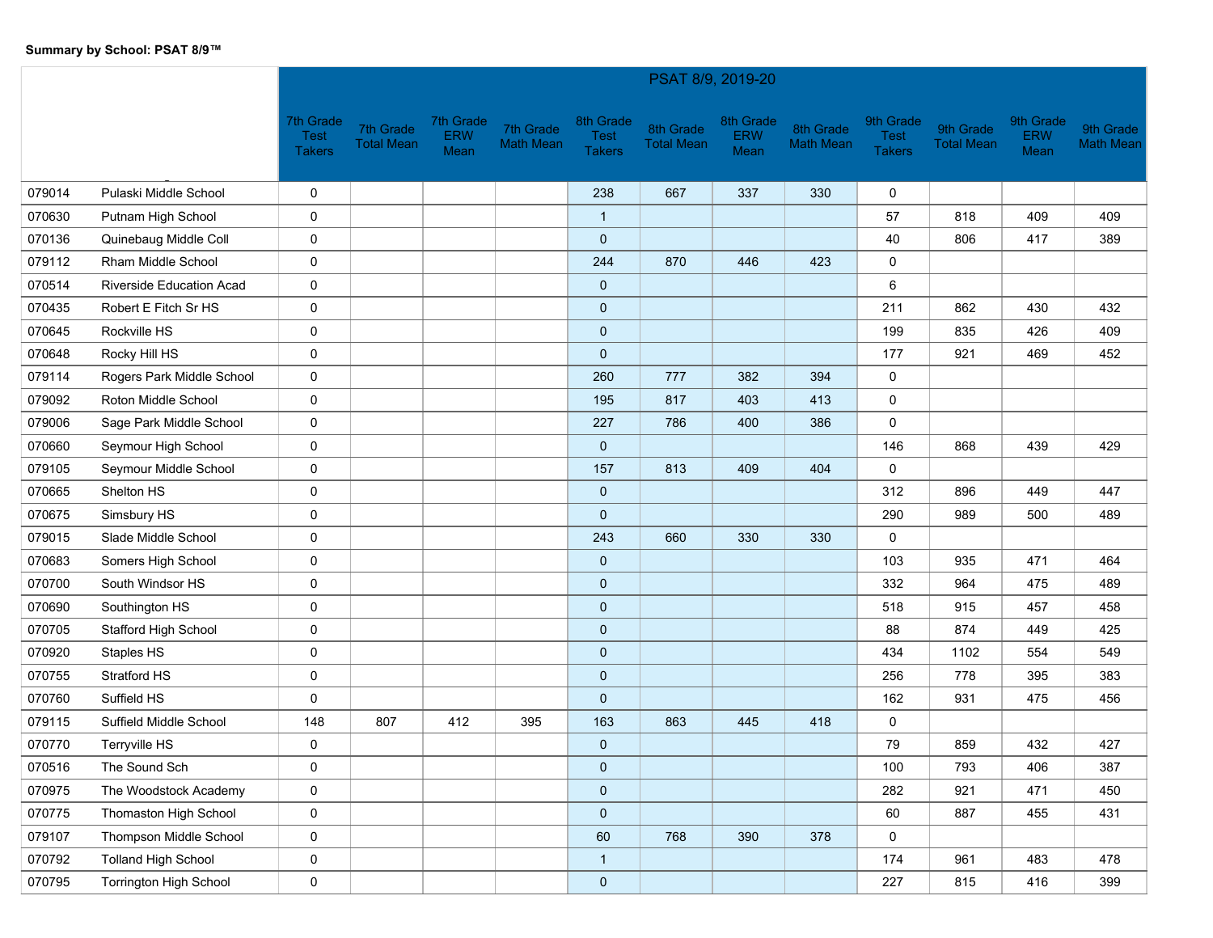**Summary by School: PSAT 8/9™**

| | | PSAT 8/9, 2019-20 | | | | | | | | | | | |
|---|---|---|---|---|---|---|---|---|---|---|---|---|---|
| | | 7th Grade Test Takers | 7th Grade Total Mean | 7th Grade ERW Mean | 7th Grade Math Mean | 8th Grade Test Takers | 8th Grade Total Mean | 8th Grade ERW Mean | 8th Grade Math Mean | 9th Grade Test Takers | 9th Grade Total Mean | 9th Grade ERW Mean | 9th Grade Math Mean |
| 079014 | Pulaski Middle School | 0 | | | | 238 | 667 | 337 | 330 | 0 | | | |
| 070630 | Putnam High School | 0 | | | | 1 | | | | 57 | 818 | 409 | 409 |
| 070136 | Quinebaug Middle Coll | 0 | | | | 0 | | | | 40 | 806 | 417 | 389 |
| 079112 | Rham Middle School | 0 | | | | 244 | 870 | 446 | 423 | 0 | | | |
| 070514 | Riverside Education Acad | 0 | | | | 0 | | | | 6 | | | |
| 070435 | Robert E Fitch Sr HS | 0 | | | | 0 | | | | 211 | 862 | 430 | 432 |
| 070645 | Rockville HS | 0 | | | | 0 | | | | 199 | 835 | 426 | 409 |
| 070648 | Rocky Hill HS | 0 | | | | 0 | | | | 177 | 921 | 469 | 452 |
| 079114 | Rogers Park Middle School | 0 | | | | 260 | 777 | 382 | 394 | 0 | | | |
| 079092 | Roton Middle School | 0 | | | | 195 | 817 | 403 | 413 | 0 | | | |
| 079006 | Sage Park Middle School | 0 | | | | 227 | 786 | 400 | 386 | 0 | | | |
| 070660 | Seymour High School | 0 | | | | 0 | | | | 146 | 868 | 439 | 429 |
| 079105 | Seymour Middle School | 0 | | | | 157 | 813 | 409 | 404 | 0 | | | |
| 070665 | Shelton HS | 0 | | | | 0 | | | | 312 | 896 | 449 | 447 |
| 070675 | Simsbury HS | 0 | | | | 0 | | | | 290 | 989 | 500 | 489 |
| 079015 | Slade Middle School | 0 | | | | 243 | 660 | 330 | 330 | 0 | | | |
| 070683 | Somers High School | 0 | | | | 0 | | | | 103 | 935 | 471 | 464 |
| 070700 | South Windsor HS | 0 | | | | 0 | | | | 332 | 964 | 475 | 489 |
| 070690 | Southington HS | 0 | | | | 0 | | | | 518 | 915 | 457 | 458 |
| 070705 | Stafford High School | 0 | | | | 0 | | | | 88 | 874 | 449 | 425 |
| 070920 | Staples HS | 0 | | | | 0 | | | | 434 | 1102 | 554 | 549 |
| 070755 | Stratford HS | 0 | | | | 0 | | | | 256 | 778 | 395 | 383 |
| 070760 | Suffield HS | 0 | | | | 0 | | | | 162 | 931 | 475 | 456 |
| 079115 | Suffield Middle School | 148 | 807 | 412 | 395 | 163 | 863 | 445 | 418 | 0 | | | |
| 070770 | Terryville HS | 0 | | | | 0 | | | | 79 | 859 | 432 | 427 |
| 070516 | The Sound Sch | 0 | | | | 0 | | | | 100 | 793 | 406 | 387 |
| 070975 | The Woodstock Academy | 0 | | | | 0 | | | | 282 | 921 | 471 | 450 |
| 070775 | Thomaston High School | 0 | | | | 0 | | | | 60 | 887 | 455 | 431 |
| 079107 | Thompson Middle School | 0 | | | | 60 | 768 | 390 | 378 | 0 | | | |
| 070792 | Tolland High School | 0 | | | | 1 | | | | 174 | 961 | 483 | 478 |
| 070795 | Torrington High School | 0 | | | | 0 | | | | 227 | 815 | 416 | 399 |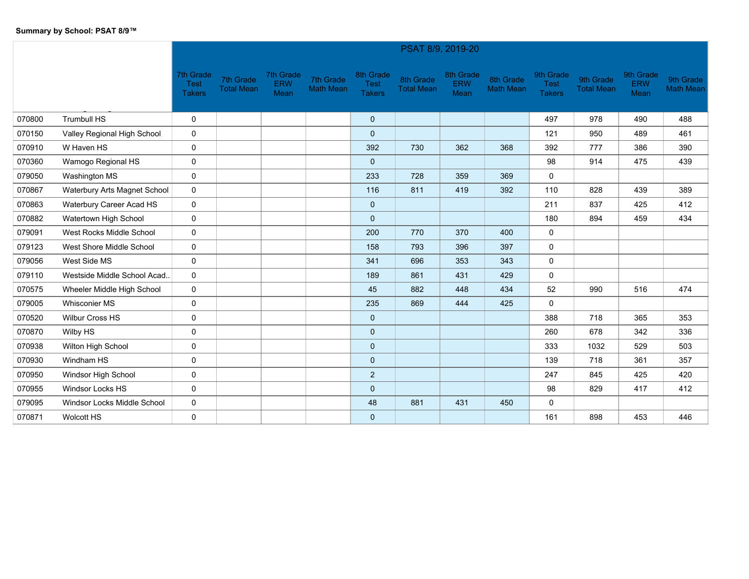**Summary by School: PSAT 8/9™**

| | | PSAT 8/9, 2019-20 | | | | | | | | | | | |
|---|---|---|---|---|---|---|---|---|---|---|---|---|---|
| | | 7th Grade Test Takers | 7th Grade Total Mean | 7th Grade ERW Mean | 7th Grade Math Mean | 8th Grade Test Takers | 8th Grade Total Mean | 8th Grade ERW Mean | 8th Grade Math Mean | 9th Grade Test Takers | 9th Grade Total Mean | 9th Grade ERW Mean | 9th Grade Math Mean |
| 070800 | Trumbull HS | 0 | | | | 0 | | | | 497 | 978 | 490 | 488 |
| 070150 | Valley Regional High School | 0 | | | | 0 | | | | 121 | 950 | 489 | 461 |
| 070910 | W Haven HS | 0 | | | | 392 | 730 | 362 | 368 | 392 | 777 | 386 | 390 |
| 070360 | Wamogo Regional HS | 0 | | | | 0 | | | | 98 | 914 | 475 | 439 |
| 079050 | Washington MS | 0 | | | | 233 | 728 | 359 | 369 | 0 | | | |
| 070867 | Waterbury Arts Magnet School | 0 | | | | 116 | 811 | 419 | 392 | 110 | 828 | 439 | 389 |
| 070863 | Waterbury Career Acad HS | 0 | | | | 0 | | | | 211 | 837 | 425 | 412 |
| 070882 | Watertown High School | 0 | | | | 0 | | | | 180 | 894 | 459 | 434 |
| 079091 | West Rocks Middle School | 0 | | | | 200 | 770 | 370 | 400 | 0 | | | |
| 079123 | West Shore Middle School | 0 | | | | 158 | 793 | 396 | 397 | 0 | | | |
| 079056 | West Side MS | 0 | | | | 341 | 696 | 353 | 343 | 0 | | | |
| 079110 | Westside Middle School Acad.. | 0 | | | | 189 | 861 | 431 | 429 | 0 | | | |
| 070575 | Wheeler Middle High School | 0 | | | | 45 | 882 | 448 | 434 | 52 | 990 | 516 | 474 |
| 079005 | Whisconier MS | 0 | | | | 235 | 869 | 444 | 425 | 0 | | | |
| 070520 | Wilbur Cross HS | 0 | | | | 0 | | | | 388 | 718 | 365 | 353 |
| 070870 | Wilby HS | 0 | | | | 0 | | | | 260 | 678 | 342 | 336 |
| 070938 | Wilton High School | 0 | | | | 0 | | | | 333 | 1032 | 529 | 503 |
| 070930 | Windham HS | 0 | | | | 0 | | | | 139 | 718 | 361 | 357 |
| 070950 | Windsor High School | 0 | | | | 2 | | | | 247 | 845 | 425 | 420 |
| 070955 | Windsor Locks HS | 0 | | | | 0 | | | | 98 | 829 | 417 | 412 |
| 079095 | Windsor Locks Middle School | 0 | | | | 48 | 881 | 431 | 450 | 0 | | | |
| 070871 | Wolcott HS | 0 | | | | 0 | | | | 161 | 898 | 453 | 446 |